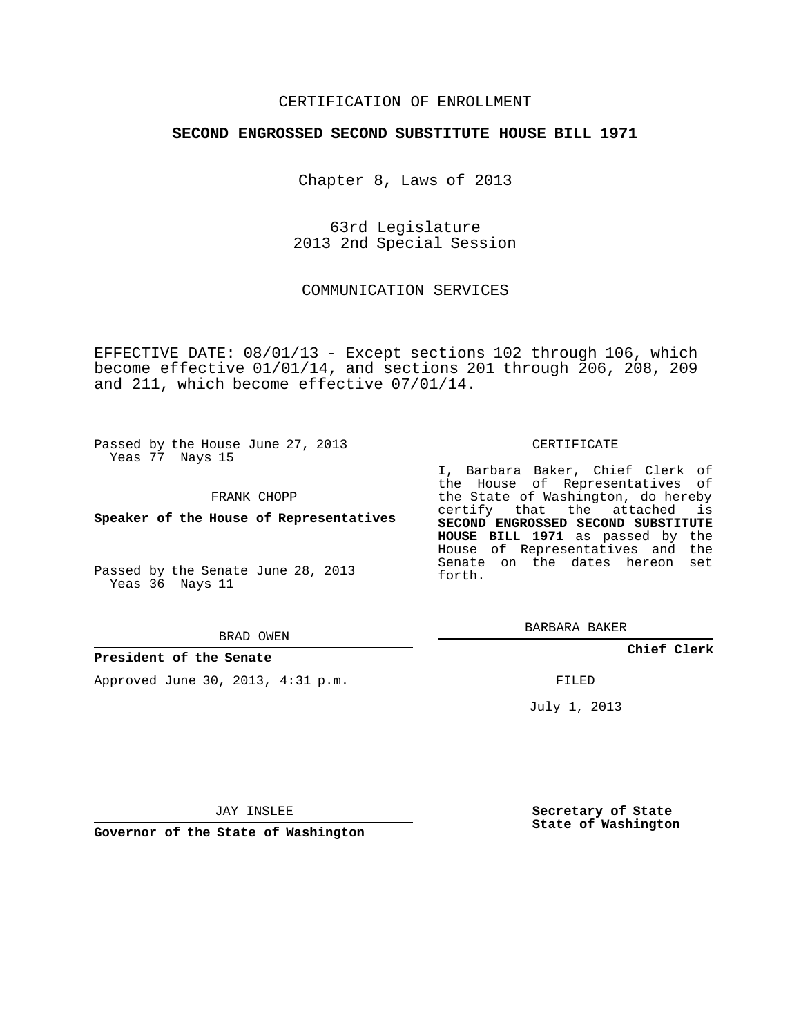CERTIFICATION OF ENROLLMENT

**SECOND ENGROSSED SECOND SUBSTITUTE HOUSE BILL 1971**

Chapter 8, Laws of 2013

63rd Legislature
2013 2nd Special Session

COMMUNICATION SERVICES

EFFECTIVE DATE: 08/01/13 - Except sections 102 through 106, which become effective 01/01/14, and sections 201 through 206, 208, 209 and 211, which become effective 07/01/14.

Passed by the House June 27, 2013
Yeas 77 Nays 15

FRANK CHOPP

**Speaker of the House of Representatives**

Passed by the Senate June 28, 2013
Yeas 36 Nays 11

BRAD OWEN

**President of the Senate**

Approved June 30, 2013, 4:31 p.m.

JAY INSLEE

**Governor of the State of Washington**

CERTIFICATE

I, Barbara Baker, Chief Clerk of the House of Representatives of the State of Washington, do hereby certify that the attached is **SECOND ENGROSSED SECOND SUBSTITUTE HOUSE BILL 1971** as passed by the House of Representatives and the Senate on the dates hereon set forth.

BARBARA BAKER

**Chief Clerk**

FILED

July 1, 2013

**Secretary of State**
**State of Washington**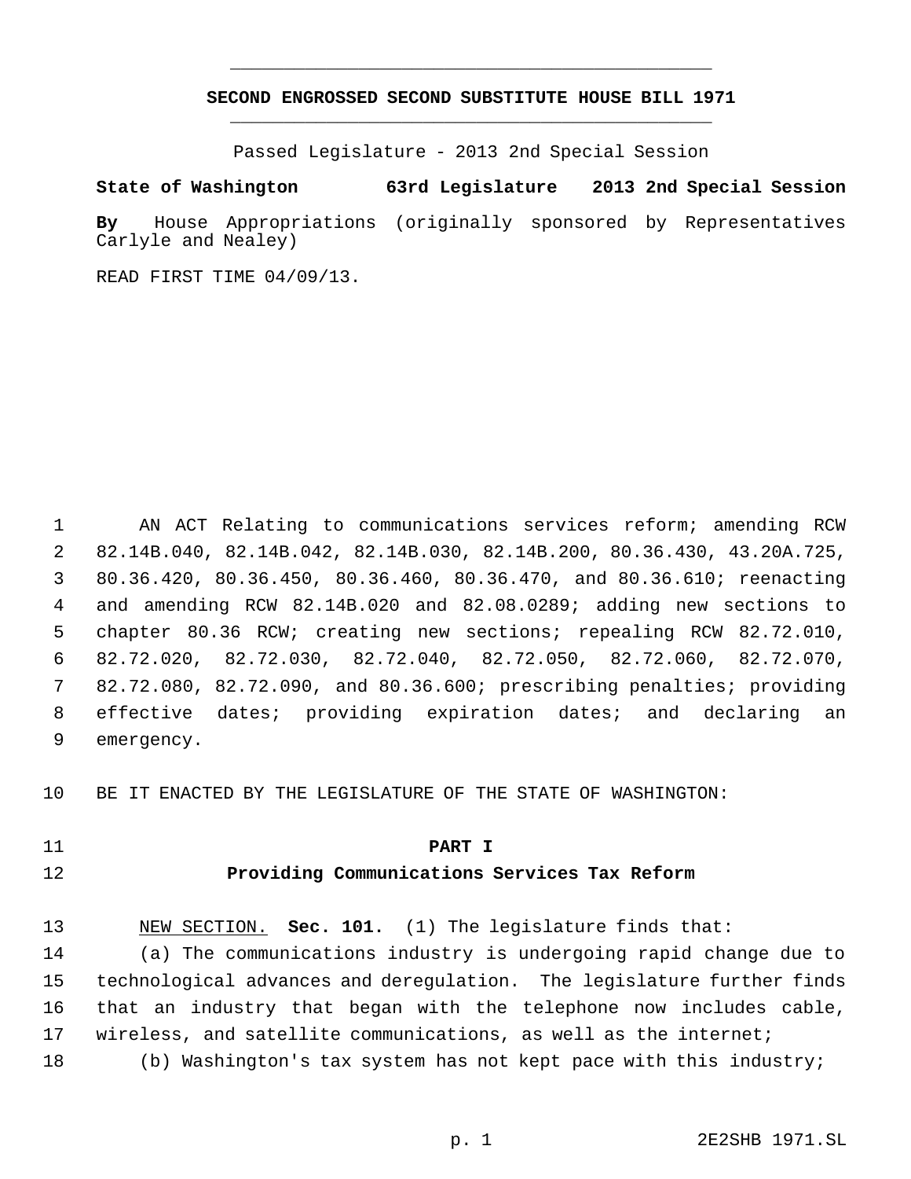**SECOND ENGROSSED SECOND SUBSTITUTE HOUSE BILL 1971**

Passed Legislature - 2013 2nd Special Session

**State of Washington 63rd Legislature 2013 2nd Special Session**

**By** House Appropriations (originally sponsored by Representatives Carlyle and Nealey)

READ FIRST TIME 04/09/13.

AN ACT Relating to communications services reform; amending RCW 82.14B.040, 82.14B.042, 82.14B.030, 82.14B.200, 80.36.430, 43.20A.725, 80.36.420, 80.36.450, 80.36.460, 80.36.470, and 80.36.610; reenacting and amending RCW 82.14B.020 and 82.08.0289; adding new sections to chapter 80.36 RCW; creating new sections; repealing RCW 82.72.010, 82.72.020, 82.72.030, 82.72.040, 82.72.050, 82.72.060, 82.72.070, 82.72.080, 82.72.090, and 80.36.600; prescribing penalties; providing effective dates; providing expiration dates; and declaring an emergency.

BE IT ENACTED BY THE LEGISLATURE OF THE STATE OF WASHINGTON:

**PART I**

**Providing Communications Services Tax Reform**

NEW SECTION. **Sec. 101.** (1) The legislature finds that:

(a) The communications industry is undergoing rapid change due to technological advances and deregulation. The legislature further finds that an industry that began with the telephone now includes cable, wireless, and satellite communications, as well as the internet;

(b) Washington's tax system has not kept pace with this industry;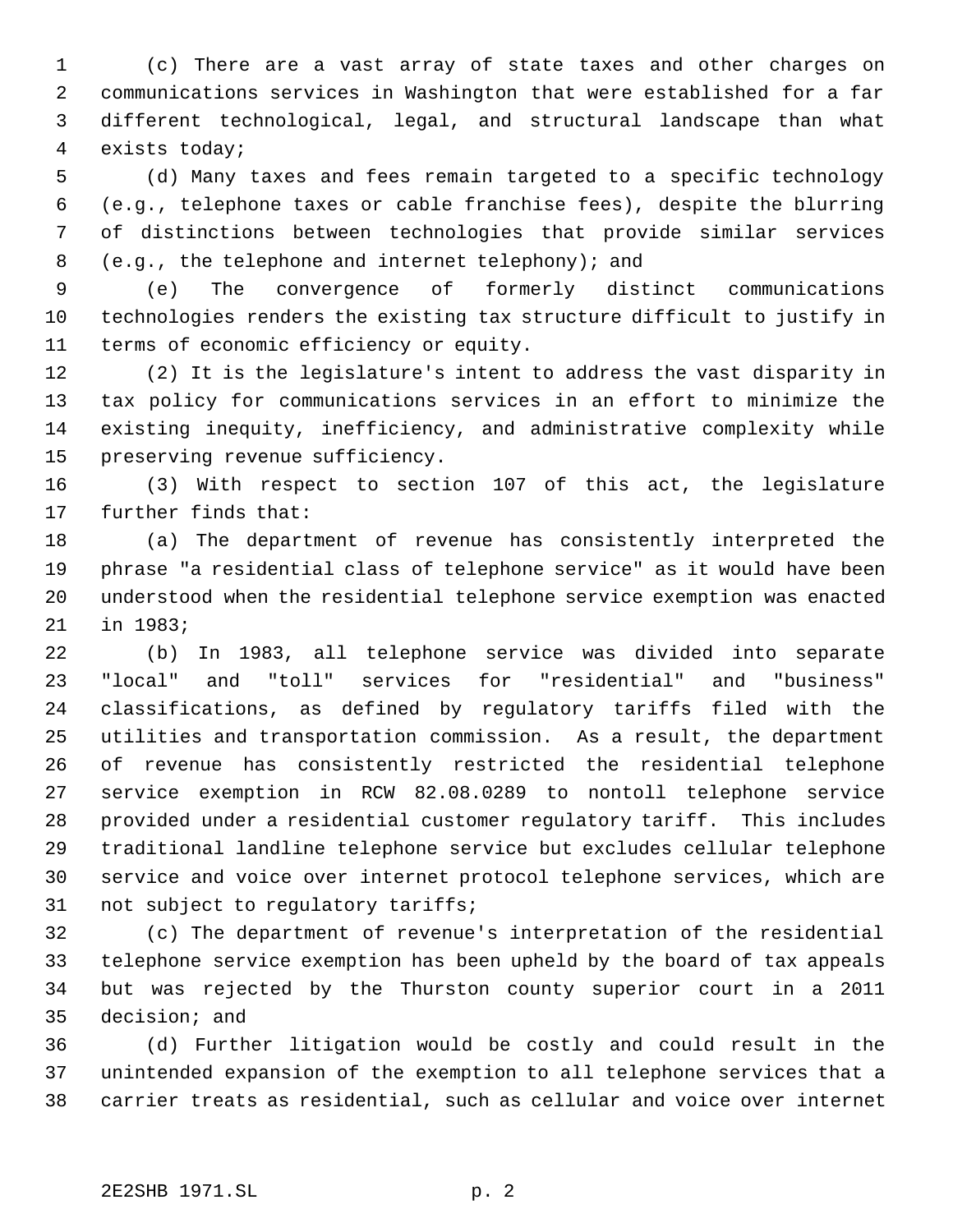(c) There are a vast array of state taxes and other charges on communications services in Washington that were established for a far different technological, legal, and structural landscape than what exists today;

(d) Many taxes and fees remain targeted to a specific technology (e.g., telephone taxes or cable franchise fees), despite the blurring of distinctions between technologies that provide similar services (e.g., the telephone and internet telephony); and

(e) The convergence of formerly distinct communications technologies renders the existing tax structure difficult to justify in terms of economic efficiency or equity.

(2) It is the legislature's intent to address the vast disparity in tax policy for communications services in an effort to minimize the existing inequity, inefficiency, and administrative complexity while preserving revenue sufficiency.

(3) With respect to section 107 of this act, the legislature further finds that:

(a) The department of revenue has consistently interpreted the phrase "a residential class of telephone service" as it would have been understood when the residential telephone service exemption was enacted in 1983;

(b) In 1983, all telephone service was divided into separate "local" and "toll" services for "residential" and "business" classifications, as defined by regulatory tariffs filed with the utilities and transportation commission. As a result, the department of revenue has consistently restricted the residential telephone service exemption in RCW 82.08.0289 to nontoll telephone service provided under a residential customer regulatory tariff. This includes traditional landline telephone service but excludes cellular telephone service and voice over internet protocol telephone services, which are not subject to regulatory tariffs;

(c) The department of revenue's interpretation of the residential telephone service exemption has been upheld by the board of tax appeals but was rejected by the Thurston county superior court in a 2011 decision; and

(d) Further litigation would be costly and could result in the unintended expansion of the exemption to all telephone services that a carrier treats as residential, such as cellular and voice over internet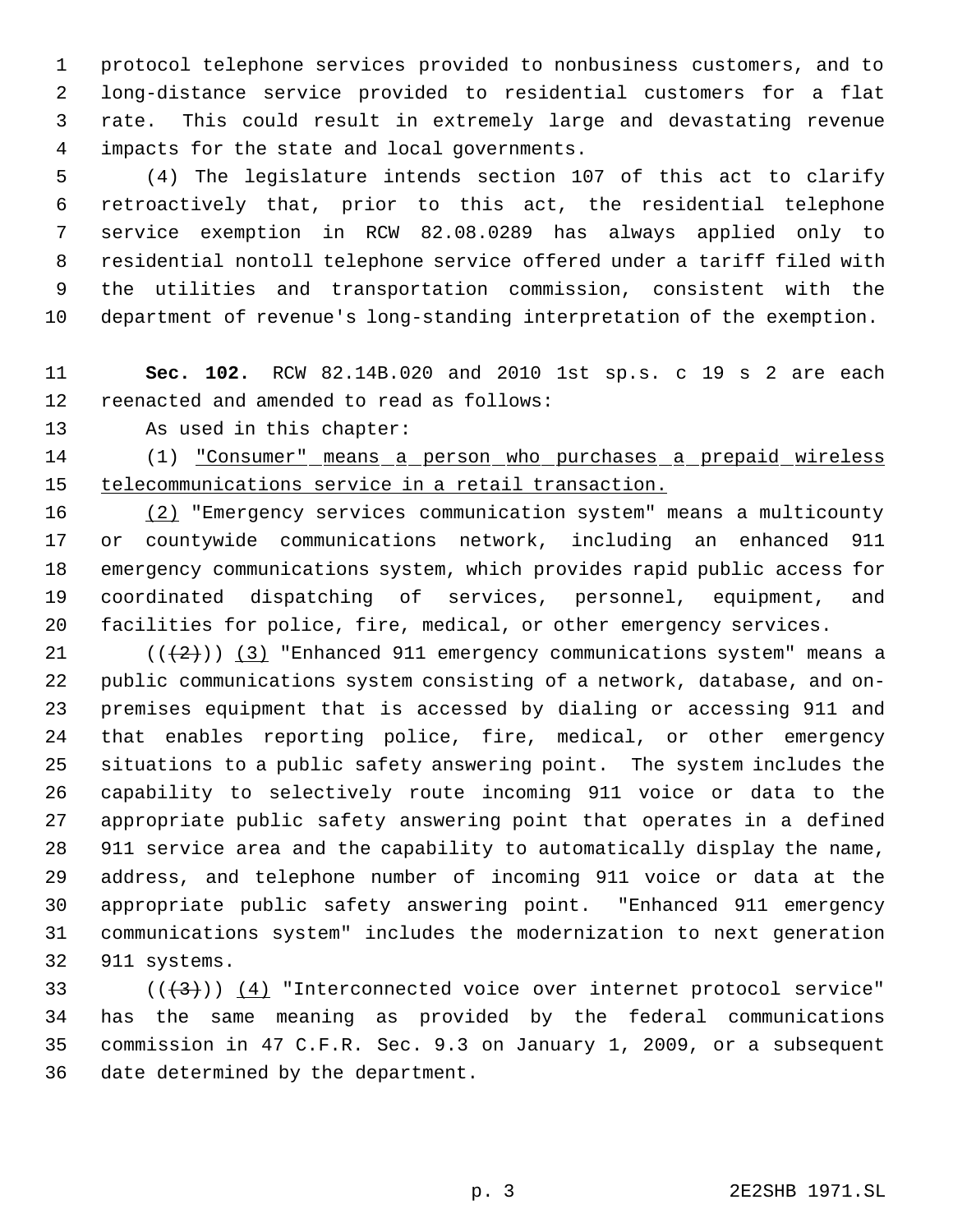protocol telephone services provided to nonbusiness customers, and to long-distance service provided to residential customers for a flat rate. This could result in extremely large and devastating revenue impacts for the state and local governments.

(4) The legislature intends section 107 of this act to clarify retroactively that, prior to this act, the residential telephone service exemption in RCW 82.08.0289 has always applied only to residential nontoll telephone service offered under a tariff filed with the utilities and transportation commission, consistent with the department of revenue's long-standing interpretation of the exemption.

**Sec. 102.** RCW 82.14B.020 and 2010 1st sp.s. c 19 s 2 are each reenacted and amended to read as follows:

As used in this chapter:

(1) "Consumer" means a person who purchases a prepaid wireless telecommunications service in a retail transaction.

(2) "Emergency services communication system" means a multicounty or countywide communications network, including an enhanced 911 emergency communications system, which provides rapid public access for coordinated dispatching of services, personnel, equipment, and facilities for police, fire, medical, or other emergency services.

(((2))) (3) "Enhanced 911 emergency communications system" means a public communications system consisting of a network, database, and on-premises equipment that is accessed by dialing or accessing 911 and that enables reporting police, fire, medical, or other emergency situations to a public safety answering point. The system includes the capability to selectively route incoming 911 voice or data to the appropriate public safety answering point that operates in a defined 911 service area and the capability to automatically display the name, address, and telephone number of incoming 911 voice or data at the appropriate public safety answering point. "Enhanced 911 emergency communications system" includes the modernization to next generation 911 systems.

(((3))) (4) "Interconnected voice over internet protocol service" has the same meaning as provided by the federal communications commission in 47 C.F.R. Sec. 9.3 on January 1, 2009, or a subsequent date determined by the department.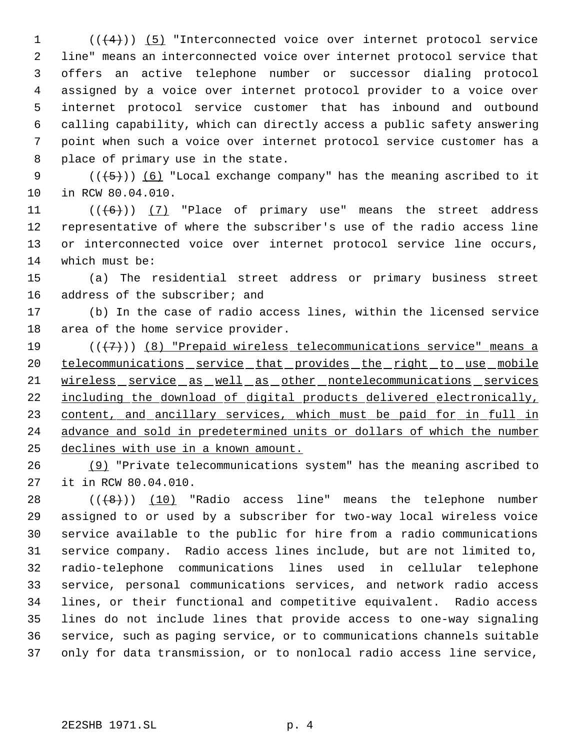((~~(4)~~)) <u>(5)</u> "Interconnected voice over internet protocol service line" means an interconnected voice over internet protocol service that offers an active telephone number or successor dialing protocol assigned by a voice over internet protocol provider to a voice over internet protocol service customer that has inbound and outbound calling capability, which can directly access a public safety answering point when such a voice over internet protocol service customer has a place of primary use in the state.

((~~(5)~~)) <u>(6)</u> "Local exchange company" has the meaning ascribed to it in RCW 80.04.010.

((~~(6)~~)) <u>(7)</u> "Place of primary use" means the street address representative of where the subscriber's use of the radio access line or interconnected voice over internet protocol service line occurs, which must be:

(a) The residential street address or primary business street address of the subscriber; and

(b) In the case of radio access lines, within the licensed service area of the home service provider.

((~~(7)~~)) <u>(8) "Prepaid wireless telecommunications service" means a telecommunications service that provides the right to use mobile wireless service as well as other nontelecommunications services including the download of digital products delivered electronically, content, and ancillary services, which must be paid for in full in advance and sold in predetermined units or dollars of which the number declines with use in a known amount.</u>

<u>(9)</u> "Private telecommunications system" has the meaning ascribed to it in RCW 80.04.010.

((~~(8)~~)) <u>(10)</u> "Radio access line" means the telephone number assigned to or used by a subscriber for two-way local wireless voice service available to the public for hire from a radio communications service company. Radio access lines include, but are not limited to, radio-telephone communications lines used in cellular telephone service, personal communications services, and network radio access lines, or their functional and competitive equivalent. Radio access lines do not include lines that provide access to one-way signaling service, such as paging service, or to communications channels suitable only for data transmission, or to nonlocal radio access line service,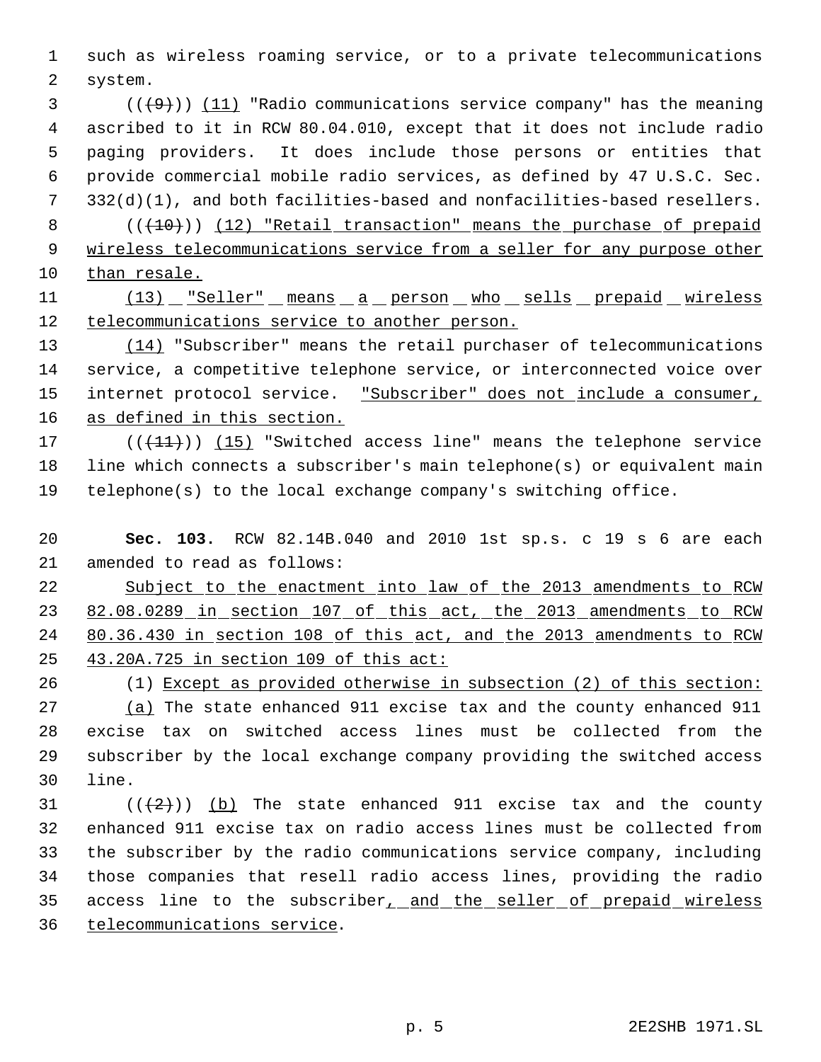such as wireless roaming service, or to a private telecommunications system.

(((9))) (11) "Radio communications service company" has the meaning ascribed to it in RCW 80.04.010, except that it does not include radio paging providers. It does include those persons or entities that provide commercial mobile radio services, as defined by 47 U.S.C. Sec. 332(d)(1), and both facilities-based and nonfacilities-based resellers.

(((10))) (12) "Retail transaction" means the purchase of prepaid wireless telecommunications service from a seller for any purpose other than resale.

(13) "Seller" means a person who sells prepaid wireless telecommunications service to another person.

(14) "Subscriber" means the retail purchaser of telecommunications service, a competitive telephone service, or interconnected voice over internet protocol service. "Subscriber" does not include a consumer, as defined in this section.

(((11))) (15) "Switched access line" means the telephone service line which connects a subscriber's main telephone(s) or equivalent main telephone(s) to the local exchange company's switching office.

**Sec. 103.** RCW 82.14B.040 and 2010 1st sp.s. c 19 s 6 are each amended to read as follows:

Subject to the enactment into law of the 2013 amendments to RCW 82.08.0289 in section 107 of this act, the 2013 amendments to RCW 80.36.430 in section 108 of this act, and the 2013 amendments to RCW 43.20A.725 in section 109 of this act:

(1) Except as provided otherwise in subsection (2) of this section:

(a) The state enhanced 911 excise tax and the county enhanced 911 excise tax on switched access lines must be collected from the subscriber by the local exchange company providing the switched access line.

(((2))) (b) The state enhanced 911 excise tax and the county enhanced 911 excise tax on radio access lines must be collected from the subscriber by the radio communications service company, including those companies that resell radio access lines, providing the radio access line to the subscriber, and the seller of prepaid wireless telecommunications service.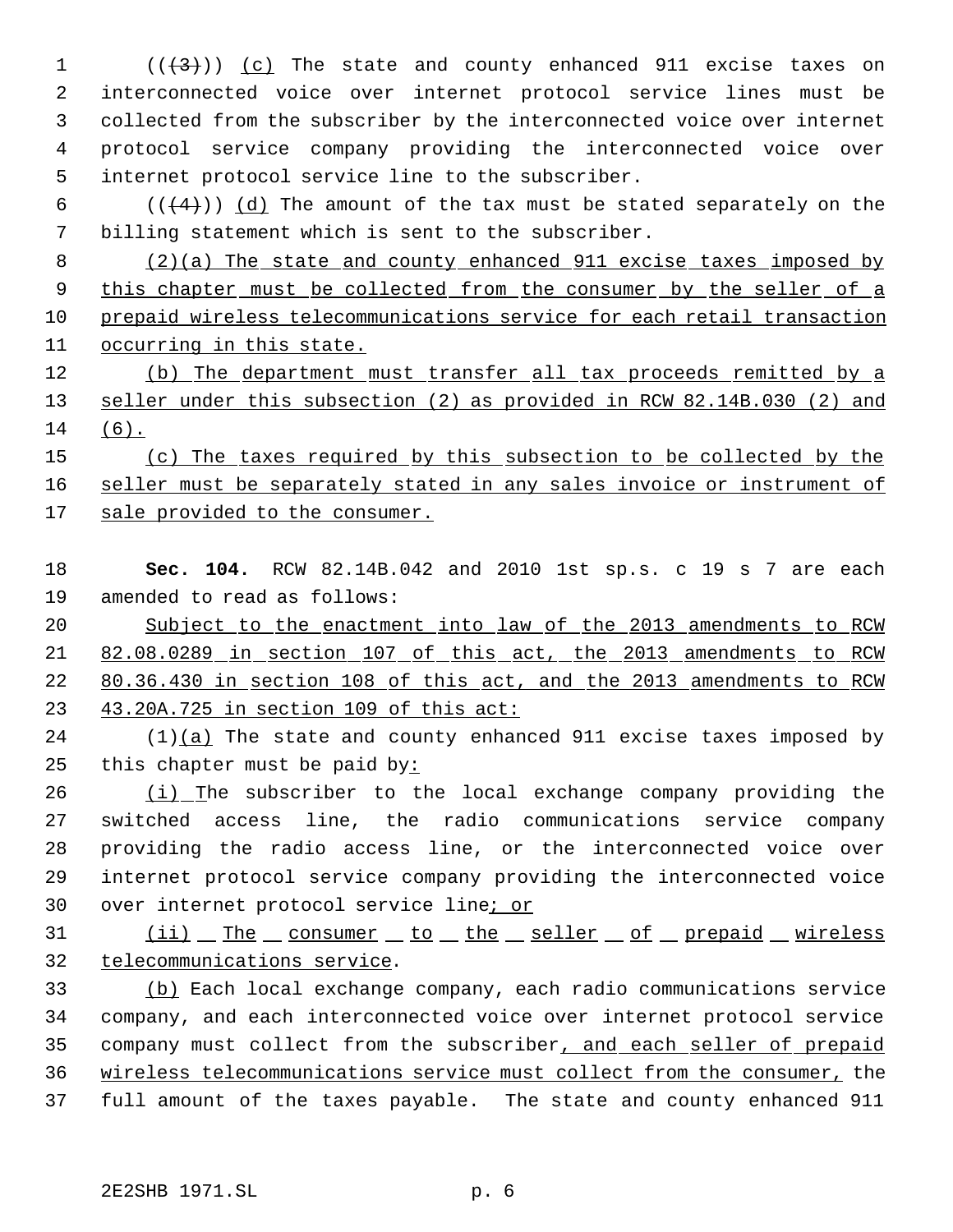(((3))) (c) The state and county enhanced 911 excise taxes on interconnected voice over internet protocol service lines must be collected from the subscriber by the interconnected voice over internet protocol service company providing the interconnected voice over internet protocol service line to the subscriber.

(((4))) (d) The amount of the tax must be stated separately on the billing statement which is sent to the subscriber.

(2)(a) The state and county enhanced 911 excise taxes imposed by this chapter must be collected from the consumer by the seller of a prepaid wireless telecommunications service for each retail transaction occurring in this state.

(b) The department must transfer all tax proceeds remitted by a seller under this subsection (2) as provided in RCW 82.14B.030 (2) and (6).

(c) The taxes required by this subsection to be collected by the seller must be separately stated in any sales invoice or instrument of sale provided to the consumer.

**Sec. 104.** RCW 82.14B.042 and 2010 1st sp.s. c 19 s 7 are each amended to read as follows:

Subject to the enactment into law of the 2013 amendments to RCW 82.08.0289 in section 107 of this act, the 2013 amendments to RCW 80.36.430 in section 108 of this act, and the 2013 amendments to RCW 43.20A.725 in section 109 of this act:

(1)(a) The state and county enhanced 911 excise taxes imposed by this chapter must be paid by:

(i) The subscriber to the local exchange company providing the switched access line, the radio communications service company providing the radio access line, or the interconnected voice over internet protocol service company providing the interconnected voice over internet protocol service line; or

(ii) The consumer to the seller of prepaid wireless telecommunications service.

(b) Each local exchange company, each radio communications service company, and each interconnected voice over internet protocol service company must collect from the subscriber, and each seller of prepaid wireless telecommunications service must collect from the consumer, the full amount of the taxes payable. The state and county enhanced 911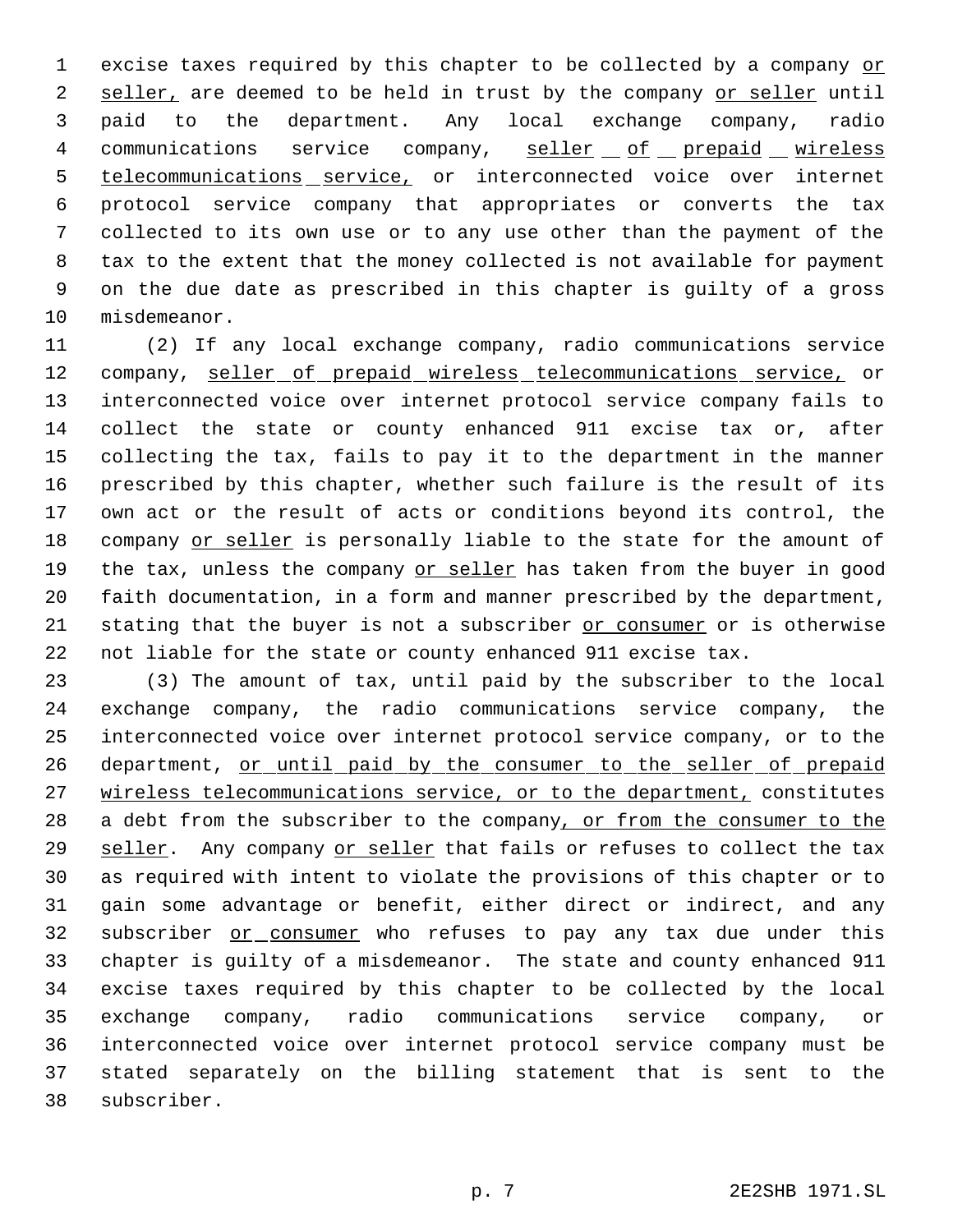excise taxes required by this chapter to be collected by a company or seller, are deemed to be held in trust by the company or seller until paid to the department. Any local exchange company, radio communications service company, seller of prepaid wireless telecommunications service, or interconnected voice over internet protocol service company that appropriates or converts the tax collected to its own use or to any use other than the payment of the tax to the extent that the money collected is not available for payment on the due date as prescribed in this chapter is guilty of a gross misdemeanor.

(2) If any local exchange company, radio communications service company, seller of prepaid wireless telecommunications service, or interconnected voice over internet protocol service company fails to collect the state or county enhanced 911 excise tax or, after collecting the tax, fails to pay it to the department in the manner prescribed by this chapter, whether such failure is the result of its own act or the result of acts or conditions beyond its control, the company or seller is personally liable to the state for the amount of the tax, unless the company or seller has taken from the buyer in good faith documentation, in a form and manner prescribed by the department, stating that the buyer is not a subscriber or consumer or is otherwise not liable for the state or county enhanced 911 excise tax.

(3) The amount of tax, until paid by the subscriber to the local exchange company, the radio communications service company, the interconnected voice over internet protocol service company, or to the department, or until paid by the consumer to the seller of prepaid wireless telecommunications service, or to the department, constitutes a debt from the subscriber to the company, or from the consumer to the seller. Any company or seller that fails or refuses to collect the tax as required with intent to violate the provisions of this chapter or to gain some advantage or benefit, either direct or indirect, and any subscriber or consumer who refuses to pay any tax due under this chapter is guilty of a misdemeanor. The state and county enhanced 911 excise taxes required by this chapter to be collected by the local exchange company, radio communications service company, or interconnected voice over internet protocol service company must be stated separately on the billing statement that is sent to the subscriber.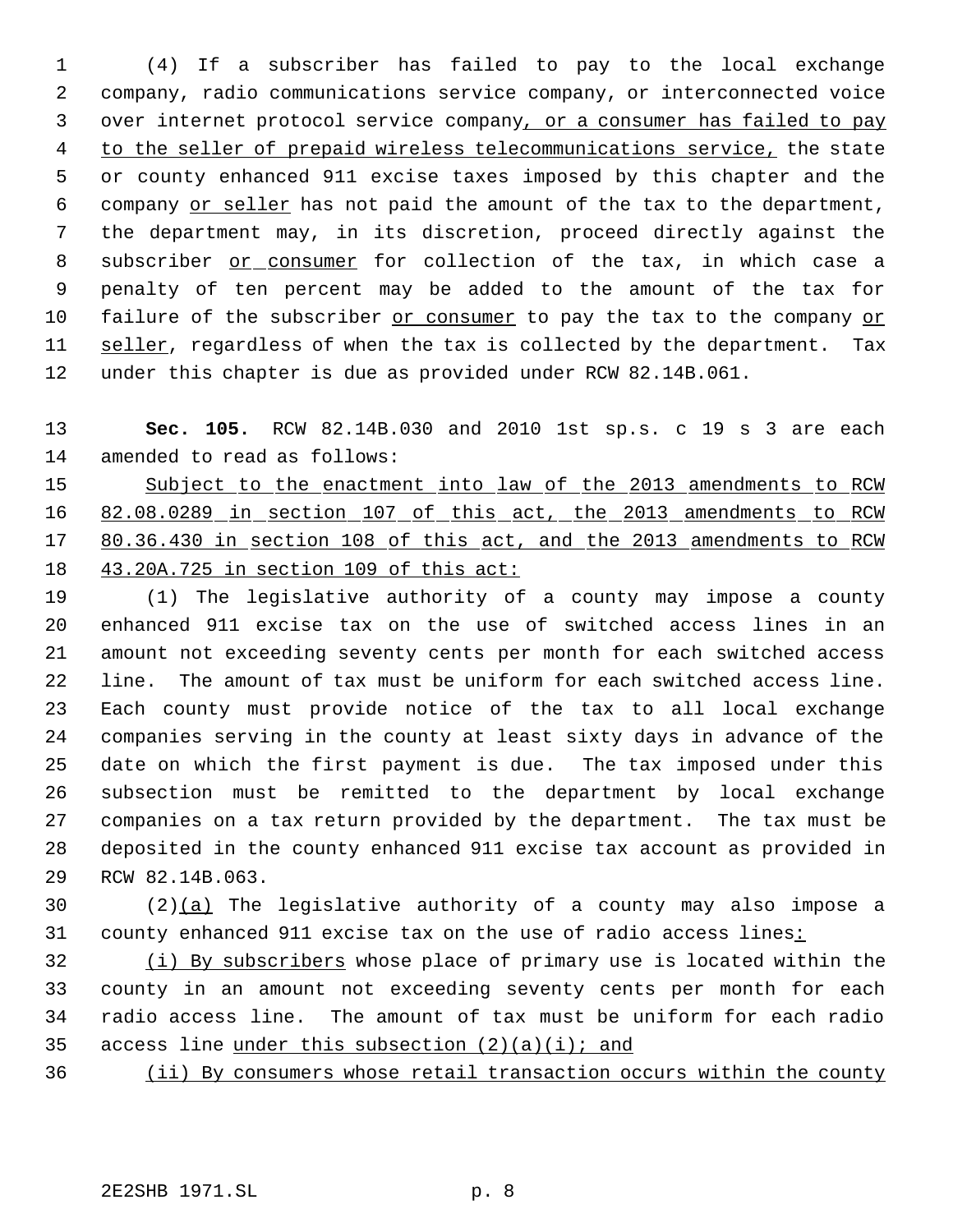(4) If a subscriber has failed to pay to the local exchange company, radio communications service company, or interconnected voice over internet protocol service company, or a consumer has failed to pay to the seller of prepaid wireless telecommunications service, the state or county enhanced 911 excise taxes imposed by this chapter and the company or seller has not paid the amount of the tax to the department, the department may, in its discretion, proceed directly against the subscriber or consumer for collection of the tax, in which case a penalty of ten percent may be added to the amount of the tax for failure of the subscriber or consumer to pay the tax to the company or seller, regardless of when the tax is collected by the department. Tax under this chapter is due as provided under RCW 82.14B.061.

**Sec. 105.** RCW 82.14B.030 and 2010 1st sp.s. c 19 s 3 are each amended to read as follows:

Subject to the enactment into law of the 2013 amendments to RCW 82.08.0289 in section 107 of this act, the 2013 amendments to RCW 80.36.430 in section 108 of this act, and the 2013 amendments to RCW 43.20A.725 in section 109 of this act:

(1) The legislative authority of a county may impose a county enhanced 911 excise tax on the use of switched access lines in an amount not exceeding seventy cents per month for each switched access line. The amount of tax must be uniform for each switched access line. Each county must provide notice of the tax to all local exchange companies serving in the county at least sixty days in advance of the date on which the first payment is due. The tax imposed under this subsection must be remitted to the department by local exchange companies on a tax return provided by the department. The tax must be deposited in the county enhanced 911 excise tax account as provided in RCW 82.14B.063.

(2)(a) The legislative authority of a county may also impose a county enhanced 911 excise tax on the use of radio access lines:

(i) By subscribers whose place of primary use is located within the county in an amount not exceeding seventy cents per month for each radio access line. The amount of tax must be uniform for each radio access line under this subsection (2)(a)(i); and

(ii) By consumers whose retail transaction occurs within the county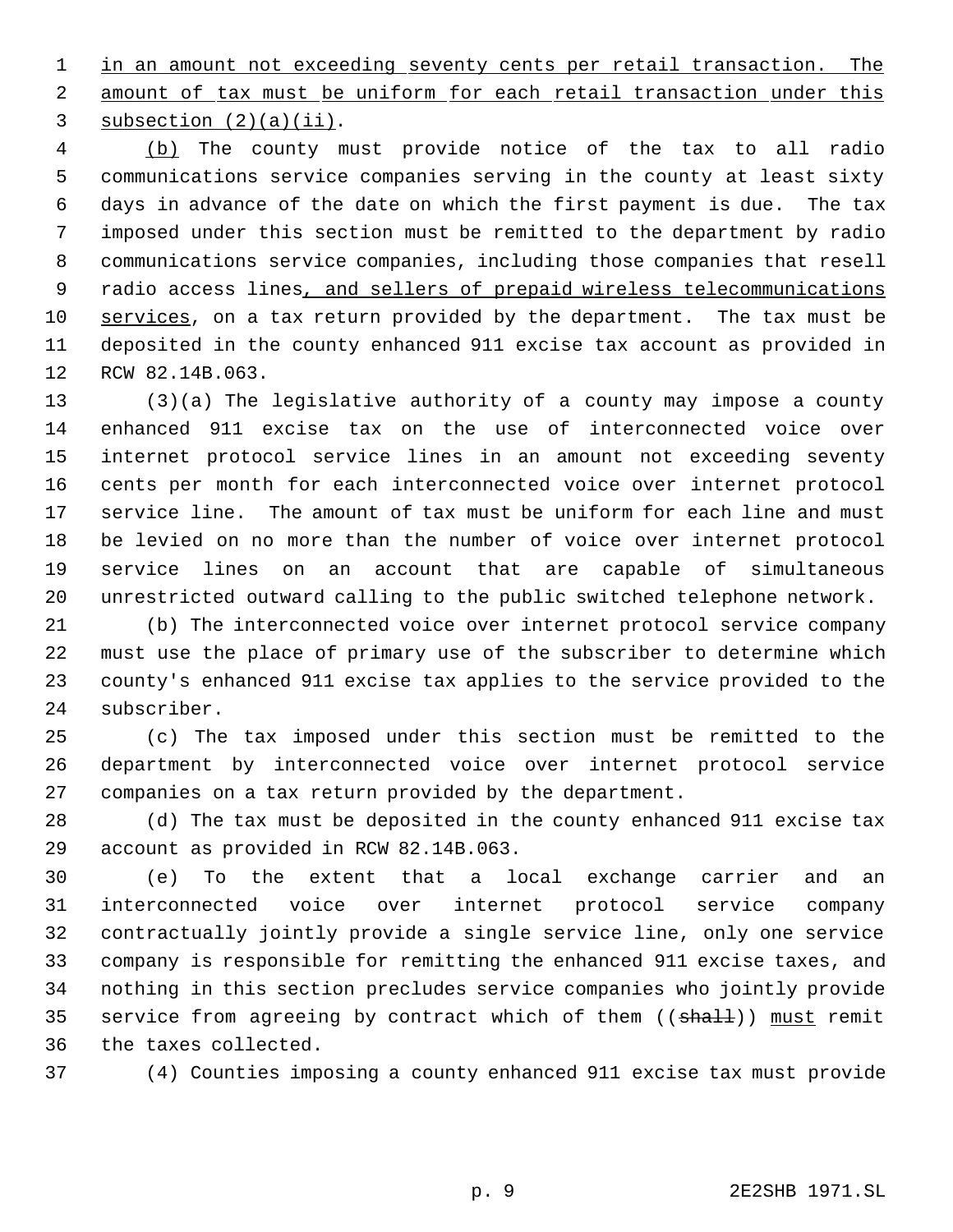in an amount not exceeding seventy cents per retail transaction. The amount of tax must be uniform for each retail transaction under this subsection (2)(a)(ii).

(b) The county must provide notice of the tax to all radio communications service companies serving in the county at least sixty days in advance of the date on which the first payment is due. The tax imposed under this section must be remitted to the department by radio communications service companies, including those companies that resell radio access lines, and sellers of prepaid wireless telecommunications services, on a tax return provided by the department. The tax must be deposited in the county enhanced 911 excise tax account as provided in RCW 82.14B.063.

(3)(a) The legislative authority of a county may impose a county enhanced 911 excise tax on the use of interconnected voice over internet protocol service lines in an amount not exceeding seventy cents per month for each interconnected voice over internet protocol service line. The amount of tax must be uniform for each line and must be levied on no more than the number of voice over internet protocol service lines on an account that are capable of simultaneous unrestricted outward calling to the public switched telephone network.

(b) The interconnected voice over internet protocol service company must use the place of primary use of the subscriber to determine which county's enhanced 911 excise tax applies to the service provided to the subscriber.

(c) The tax imposed under this section must be remitted to the department by interconnected voice over internet protocol service companies on a tax return provided by the department.

(d) The tax must be deposited in the county enhanced 911 excise tax account as provided in RCW 82.14B.063.

(e) To the extent that a local exchange carrier and an interconnected voice over internet protocol service company contractually jointly provide a single service line, only one service company is responsible for remitting the enhanced 911 excise taxes, and nothing in this section precludes service companies who jointly provide service from agreeing by contract which of them ((~~shall~~)) must remit the taxes collected.

(4) Counties imposing a county enhanced 911 excise tax must provide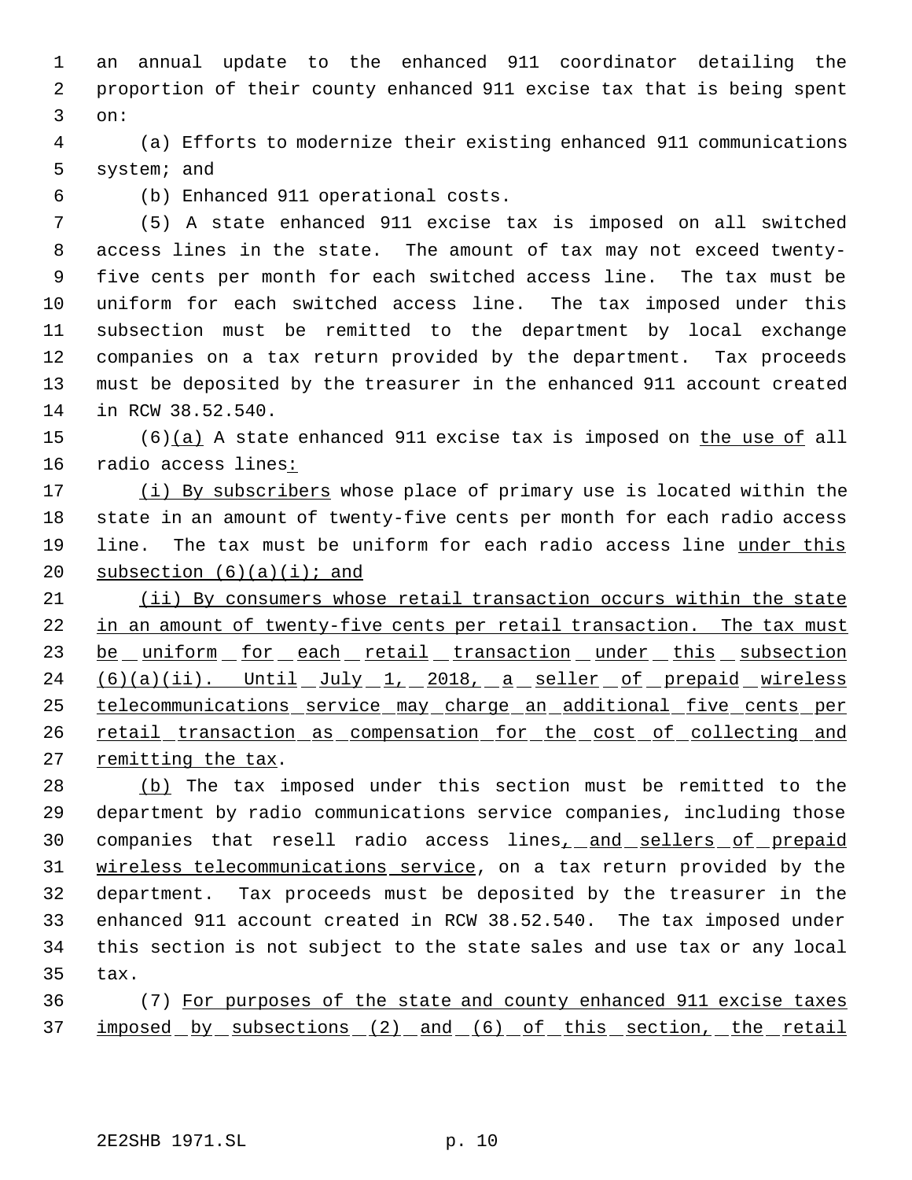an annual update to the enhanced 911 coordinator detailing the proportion of their county enhanced 911 excise tax that is being spent on:

(a) Efforts to modernize their existing enhanced 911 communications system; and

(b) Enhanced 911 operational costs.

(5) A state enhanced 911 excise tax is imposed on all switched access lines in the state. The amount of tax may not exceed twenty-five cents per month for each switched access line. The tax must be uniform for each switched access line. The tax imposed under this subsection must be remitted to the department by local exchange companies on a tax return provided by the department. Tax proceeds must be deposited by the treasurer in the enhanced 911 account created in RCW 38.52.540.

(6)(a) A state enhanced 911 excise tax is imposed on the use of all radio access lines:

(i) By subscribers whose place of primary use is located within the state in an amount of twenty-five cents per month for each radio access line. The tax must be uniform for each radio access line under this subsection (6)(a)(i); and

(ii) By consumers whose retail transaction occurs within the state in an amount of twenty-five cents per retail transaction. The tax must be uniform for each retail transaction under this subsection (6)(a)(ii). Until July 1, 2018, a seller of prepaid wireless telecommunications service may charge an additional five cents per retail transaction as compensation for the cost of collecting and remitting the tax.

(b) The tax imposed under this section must be remitted to the department by radio communications service companies, including those companies that resell radio access lines, and sellers of prepaid wireless telecommunications service, on a tax return provided by the department. Tax proceeds must be deposited by the treasurer in the enhanced 911 account created in RCW 38.52.540. The tax imposed under this section is not subject to the state sales and use tax or any local tax.

(7) For purposes of the state and county enhanced 911 excise taxes imposed by subsections (2) and (6) of this section, the retail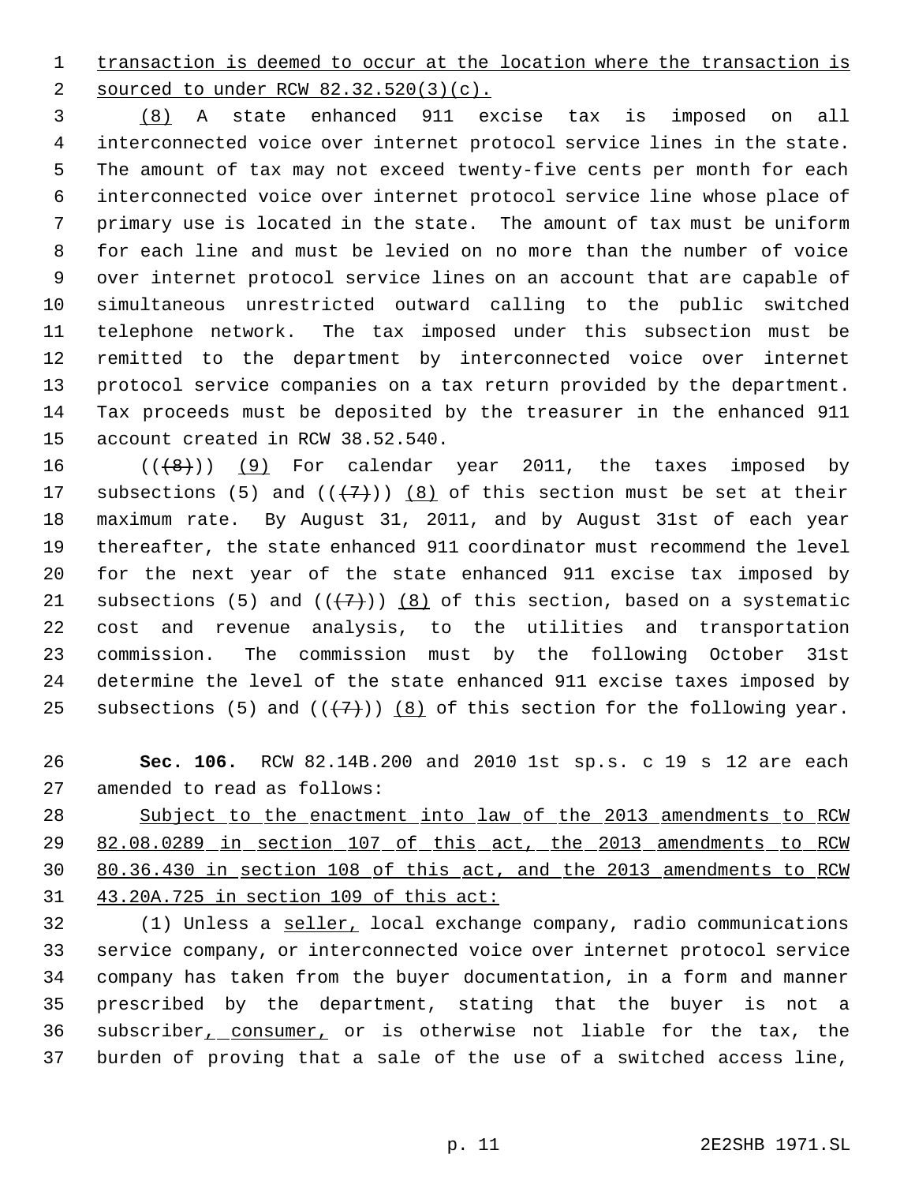transaction is deemed to occur at the location where the transaction is sourced to under RCW 82.32.520(3)(c).

(8) A state enhanced 911 excise tax is imposed on all interconnected voice over internet protocol service lines in the state. The amount of tax may not exceed twenty-five cents per month for each interconnected voice over internet protocol service line whose place of primary use is located in the state. The amount of tax must be uniform for each line and must be levied on no more than the number of voice over internet protocol service lines on an account that are capable of simultaneous unrestricted outward calling to the public switched telephone network. The tax imposed under this subsection must be remitted to the department by interconnected voice over internet protocol service companies on a tax return provided by the department. Tax proceeds must be deposited by the treasurer in the enhanced 911 account created in RCW 38.52.540.

((~~(8)~~)) (9) For calendar year 2011, the taxes imposed by subsections (5) and ((~~(7)~~)) (8) of this section must be set at their maximum rate. By August 31, 2011, and by August 31st of each year thereafter, the state enhanced 911 coordinator must recommend the level for the next year of the state enhanced 911 excise tax imposed by subsections (5) and ((~~(7)~~)) (8) of this section, based on a systematic cost and revenue analysis, to the utilities and transportation commission. The commission must by the following October 31st determine the level of the state enhanced 911 excise taxes imposed by subsections (5) and ((~~(7)~~)) (8) of this section for the following year.

**Sec. 106.** RCW 82.14B.200 and 2010 1st sp.s. c 19 s 12 are each amended to read as follows:

Subject to the enactment into law of the 2013 amendments to RCW 82.08.0289 in section 107 of this act, the 2013 amendments to RCW 80.36.430 in section 108 of this act, and the 2013 amendments to RCW 43.20A.725 in section 109 of this act:

(1) Unless a seller, local exchange company, radio communications service company, or interconnected voice over internet protocol service company has taken from the buyer documentation, in a form and manner prescribed by the department, stating that the buyer is not a subscriber, consumer, or is otherwise not liable for the tax, the burden of proving that a sale of the use of a switched access line,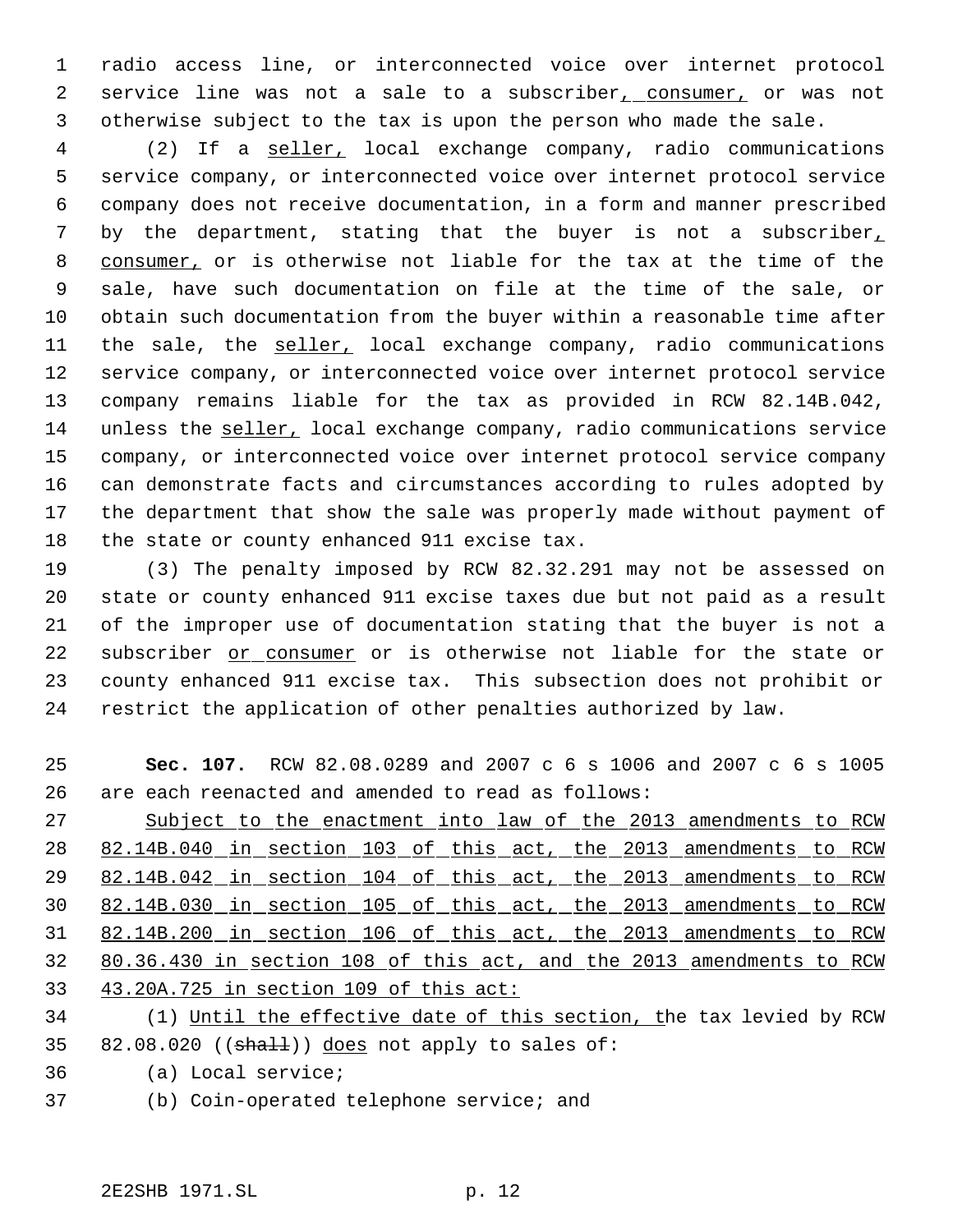radio access line, or interconnected voice over internet protocol service line was not a sale to a subscriber, consumer, or was not otherwise subject to the tax is upon the person who made the sale.

(2) If a seller, local exchange company, radio communications service company, or interconnected voice over internet protocol service company does not receive documentation, in a form and manner prescribed by the department, stating that the buyer is not a subscriber, consumer, or is otherwise not liable for the tax at the time of the sale, have such documentation on file at the time of the sale, or obtain such documentation from the buyer within a reasonable time after the sale, the seller, local exchange company, radio communications service company, or interconnected voice over internet protocol service company remains liable for the tax as provided in RCW 82.14B.042, unless the seller, local exchange company, radio communications service company, or interconnected voice over internet protocol service company can demonstrate facts and circumstances according to rules adopted by the department that show the sale was properly made without payment of the state or county enhanced 911 excise tax.

(3) The penalty imposed by RCW 82.32.291 may not be assessed on state or county enhanced 911 excise taxes due but not paid as a result of the improper use of documentation stating that the buyer is not a subscriber or consumer or is otherwise not liable for the state or county enhanced 911 excise tax. This subsection does not prohibit or restrict the application of other penalties authorized by law.

**Sec. 107.** RCW 82.08.0289 and 2007 c 6 s 1006 and 2007 c 6 s 1005 are each reenacted and amended to read as follows:

Subject to the enactment into law of the 2013 amendments to RCW 82.14B.040 in section 103 of this act, the 2013 amendments to RCW 82.14B.042 in section 104 of this act, the 2013 amendments to RCW 82.14B.030 in section 105 of this act, the 2013 amendments to RCW 82.14B.200 in section 106 of this act, the 2013 amendments to RCW 80.36.430 in section 108 of this act, and the 2013 amendments to RCW 43.20A.725 in section 109 of this act:

(1) Until the effective date of this section, the tax levied by RCW 82.08.020 ((shall)) does not apply to sales of:

(a) Local service;

(b) Coin-operated telephone service; and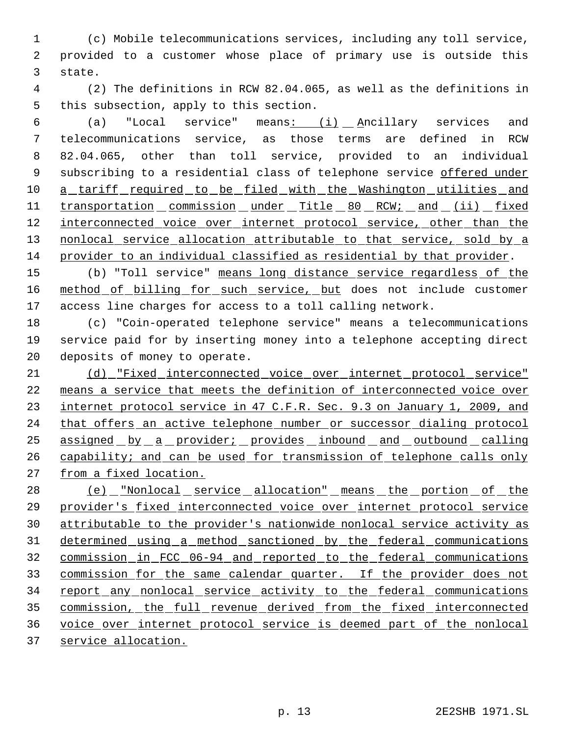(c) Mobile telecommunications services, including any toll service, provided to a customer whose place of primary use is outside this state.

(2) The definitions in RCW 82.04.065, as well as the definitions in this subsection, apply to this section.

(a) "Local service" means: (i) Ancillary services and telecommunications service, as those terms are defined in RCW 82.04.065, other than toll service, provided to an individual subscribing to a residential class of telephone service offered under a tariff required to be filed with the Washington utilities and transportation commission under Title 80 RCW; and (ii) fixed interconnected voice over internet protocol service, other than the nonlocal service allocation attributable to that service, sold by a provider to an individual classified as residential by that provider.

(b) "Toll service" means long distance service regardless of the method of billing for such service, but does not include customer access line charges for access to a toll calling network.

(c) "Coin-operated telephone service" means a telecommunications service paid for by inserting money into a telephone accepting direct deposits of money to operate.

(d) "Fixed interconnected voice over internet protocol service" means a service that meets the definition of interconnected voice over internet protocol service in 47 C.F.R. Sec. 9.3 on January 1, 2009, and that offers an active telephone number or successor dialing protocol assigned by a provider; provides inbound and outbound calling capability; and can be used for transmission of telephone calls only from a fixed location.

(e) "Nonlocal service allocation" means the portion of the provider's fixed interconnected voice over internet protocol service attributable to the provider's nationwide nonlocal service activity as determined using a method sanctioned by the federal communications commission in FCC 06-94 and reported to the federal communications commission for the same calendar quarter. If the provider does not report any nonlocal service activity to the federal communications commission, the full revenue derived from the fixed interconnected voice over internet protocol service is deemed part of the nonlocal service allocation.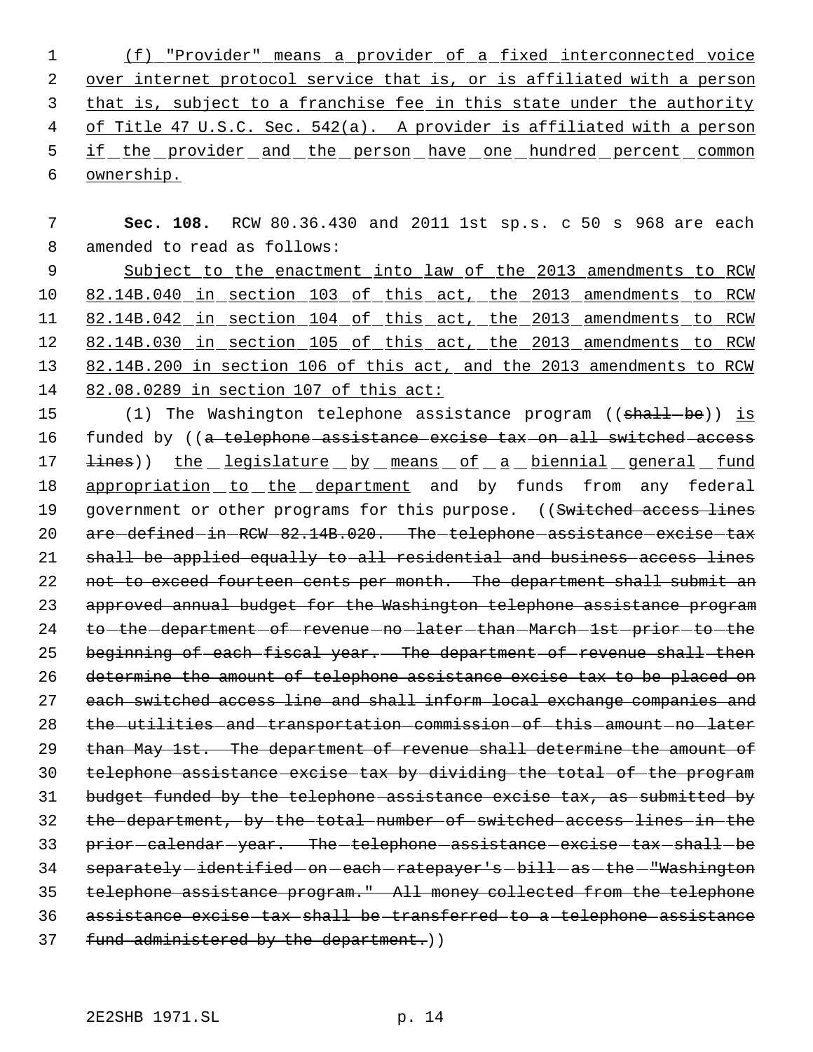(f) "Provider" means a provider of a fixed interconnected voice over internet protocol service that is, or is affiliated with a person that is, subject to a franchise fee in this state under the authority of Title 47 U.S.C. Sec. 542(a). A provider is affiliated with a person if the provider and the person have one hundred percent common ownership.

**Sec. 108.** RCW 80.36.430 and 2011 1st sp.s. c 50 s 968 are each amended to read as follows:

Subject to the enactment into law of the 2013 amendments to RCW 82.14B.040 in section 103 of this act, the 2013 amendments to RCW 82.14B.042 in section 104 of this act, the 2013 amendments to RCW 82.14B.030 in section 105 of this act, the 2013 amendments to RCW 82.14B.200 in section 106 of this act, and the 2013 amendments to RCW 82.08.0289 in section 107 of this act:

(1) The Washington telephone assistance program ((~~shall be~~)) is funded by ((~~a telephone assistance excise tax on all switched access lines~~)) the legislature by means of a biennial general fund appropriation to the department and by funds from any federal government or other programs for this purpose. ((~~Switched access lines are defined in RCW 82.14B.020. The telephone assistance excise tax shall be applied equally to all residential and business access lines not to exceed fourteen cents per month. The department shall submit an approved annual budget for the Washington telephone assistance program to the department of revenue no later than March 1st prior to the beginning of each fiscal year. The department of revenue shall then determine the amount of telephone assistance excise tax to be placed on each switched access line and shall inform local exchange companies and the utilities and transportation commission of this amount no later than May 1st. The department of revenue shall determine the amount of telephone assistance excise tax by dividing the total of the program budget funded by the telephone assistance excise tax, as submitted by the department, by the total number of switched access lines in the prior calendar year. The telephone assistance excise tax shall be separately identified on each ratepayer's bill as the "Washington telephone assistance program." All money collected from the telephone assistance excise tax shall be transferred to a telephone assistance fund administered by the department.~~))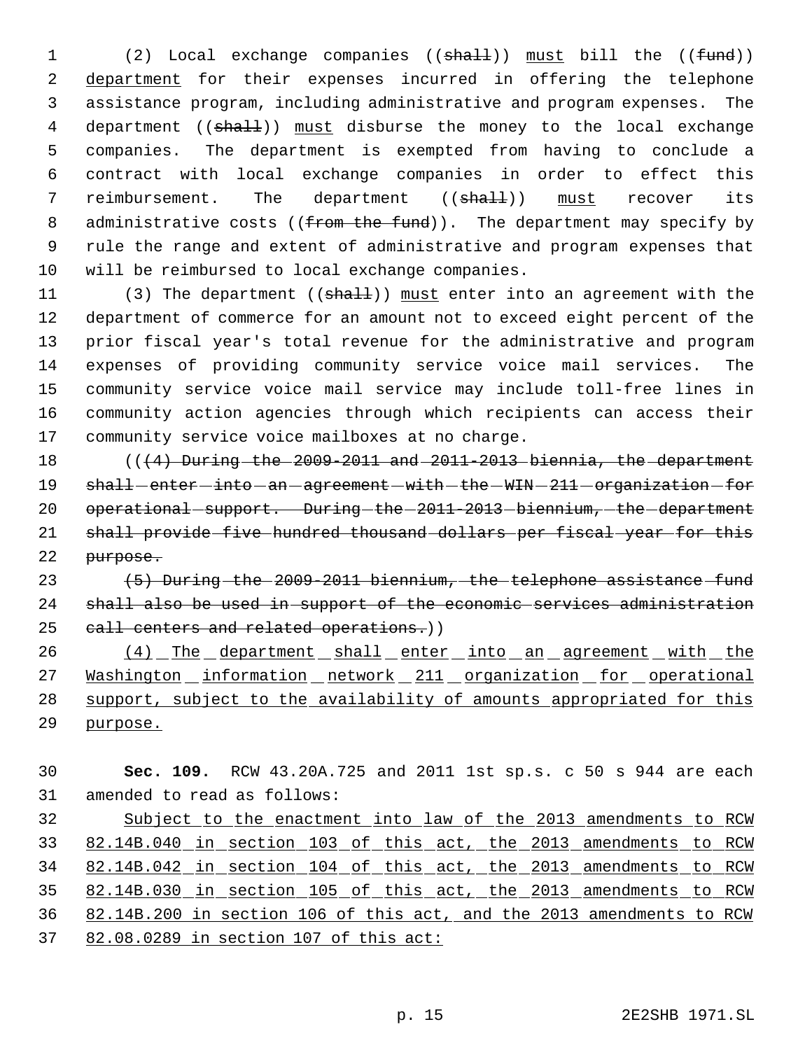(2) Local exchange companies ((~~shall~~)) must bill the ((~~fund~~)) department for their expenses incurred in offering the telephone assistance program, including administrative and program expenses. The department ((~~shall~~)) must disburse the money to the local exchange companies. The department is exempted from having to conclude a contract with local exchange companies in order to effect this reimbursement. The department ((~~shall~~)) must recover its administrative costs ((~~from the fund~~)). The department may specify by rule the range and extent of administrative and program expenses that will be reimbursed to local exchange companies.

(3) The department ((~~shall~~)) must enter into an agreement with the department of commerce for an amount not to exceed eight percent of the prior fiscal year's total revenue for the administrative and program expenses of providing community service voice mail services. The community service voice mail service may include toll-free lines in community action agencies through which recipients can access their community service voice mailboxes at no charge.

((~~(4) During the 2009-2011 and 2011-2013 biennia, the department shall enter into an agreement with the WIN 211 organization for operational support. During the 2011-2013 biennium, the department shall provide five hundred thousand dollars per fiscal year for this purpose.~~

~~(5) During the 2009-2011 biennium, the telephone assistance fund shall also be used in support of the economic services administration call centers and related operations.~~))

(4) The department shall enter into an agreement with the Washington information network 211 organization for operational support, subject to the availability of amounts appropriated for this purpose.

**Sec. 109.** RCW 43.20A.725 and 2011 1st sp.s. c 50 s 944 are each amended to read as follows:

Subject to the enactment into law of the 2013 amendments to RCW 82.14B.040 in section 103 of this act, the 2013 amendments to RCW 82.14B.042 in section 104 of this act, the 2013 amendments to RCW 82.14B.030 in section 105 of this act, the 2013 amendments to RCW 82.14B.200 in section 106 of this act, and the 2013 amendments to RCW 82.08.0289 in section 107 of this act: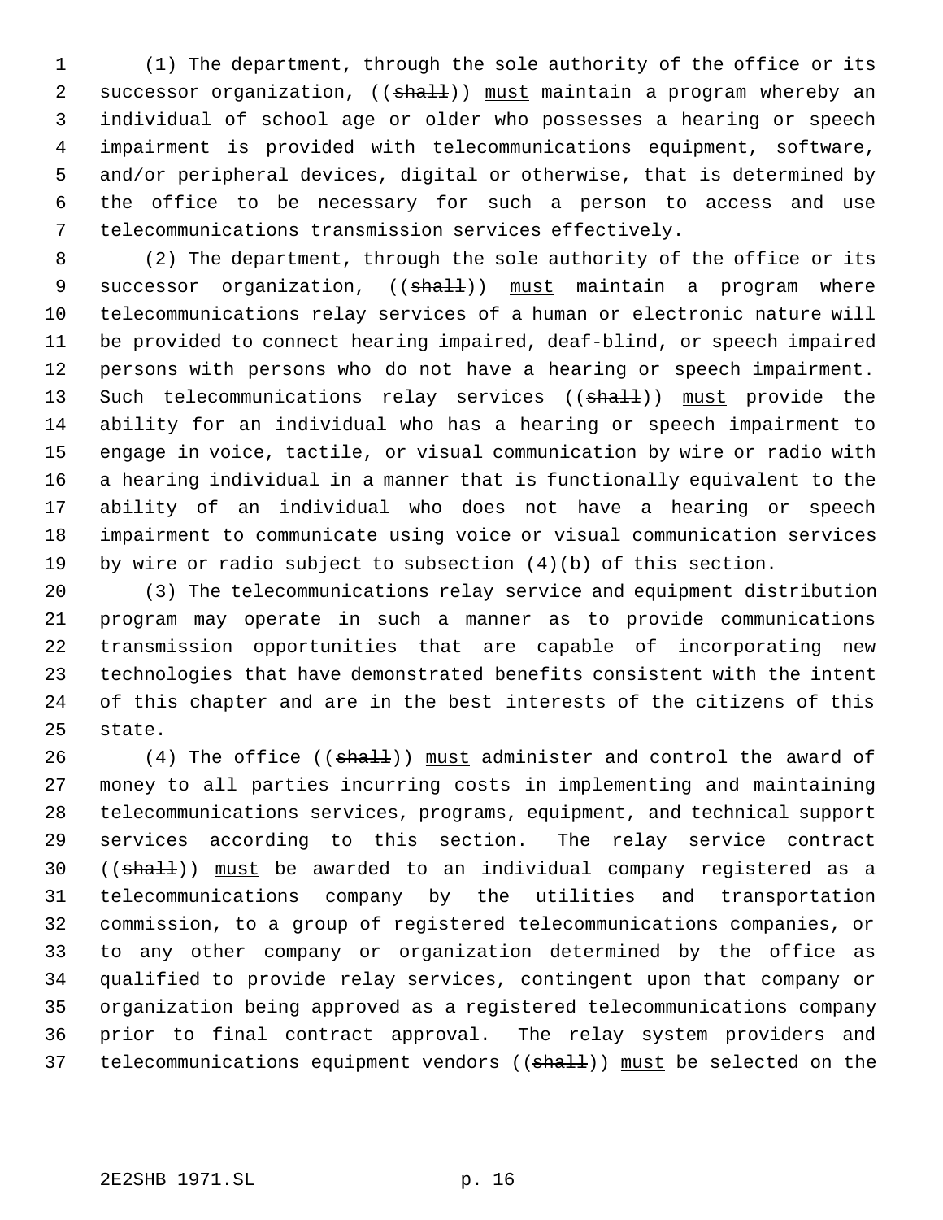(1) The department, through the sole authority of the office or its successor organization, ((~~shall~~)) must maintain a program whereby an individual of school age or older who possesses a hearing or speech impairment is provided with telecommunications equipment, software, and/or peripheral devices, digital or otherwise, that is determined by the office to be necessary for such a person to access and use telecommunications transmission services effectively.

(2) The department, through the sole authority of the office or its successor organization, ((~~shall~~)) must maintain a program where telecommunications relay services of a human or electronic nature will be provided to connect hearing impaired, deaf-blind, or speech impaired persons with persons who do not have a hearing or speech impairment. Such telecommunications relay services ((~~shall~~)) must provide the ability for an individual who has a hearing or speech impairment to engage in voice, tactile, or visual communication by wire or radio with a hearing individual in a manner that is functionally equivalent to the ability of an individual who does not have a hearing or speech impairment to communicate using voice or visual communication services by wire or radio subject to subsection (4)(b) of this section.

(3) The telecommunications relay service and equipment distribution program may operate in such a manner as to provide communications transmission opportunities that are capable of incorporating new technologies that have demonstrated benefits consistent with the intent of this chapter and are in the best interests of the citizens of this state.

(4) The office ((~~shall~~)) must administer and control the award of money to all parties incurring costs in implementing and maintaining telecommunications services, programs, equipment, and technical support services according to this section. The relay service contract ((~~shall~~)) must be awarded to an individual company registered as a telecommunications company by the utilities and transportation commission, to a group of registered telecommunications companies, or to any other company or organization determined by the office as qualified to provide relay services, contingent upon that company or organization being approved as a registered telecommunications company prior to final contract approval. The relay system providers and telecommunications equipment vendors ((~~shall~~)) must be selected on the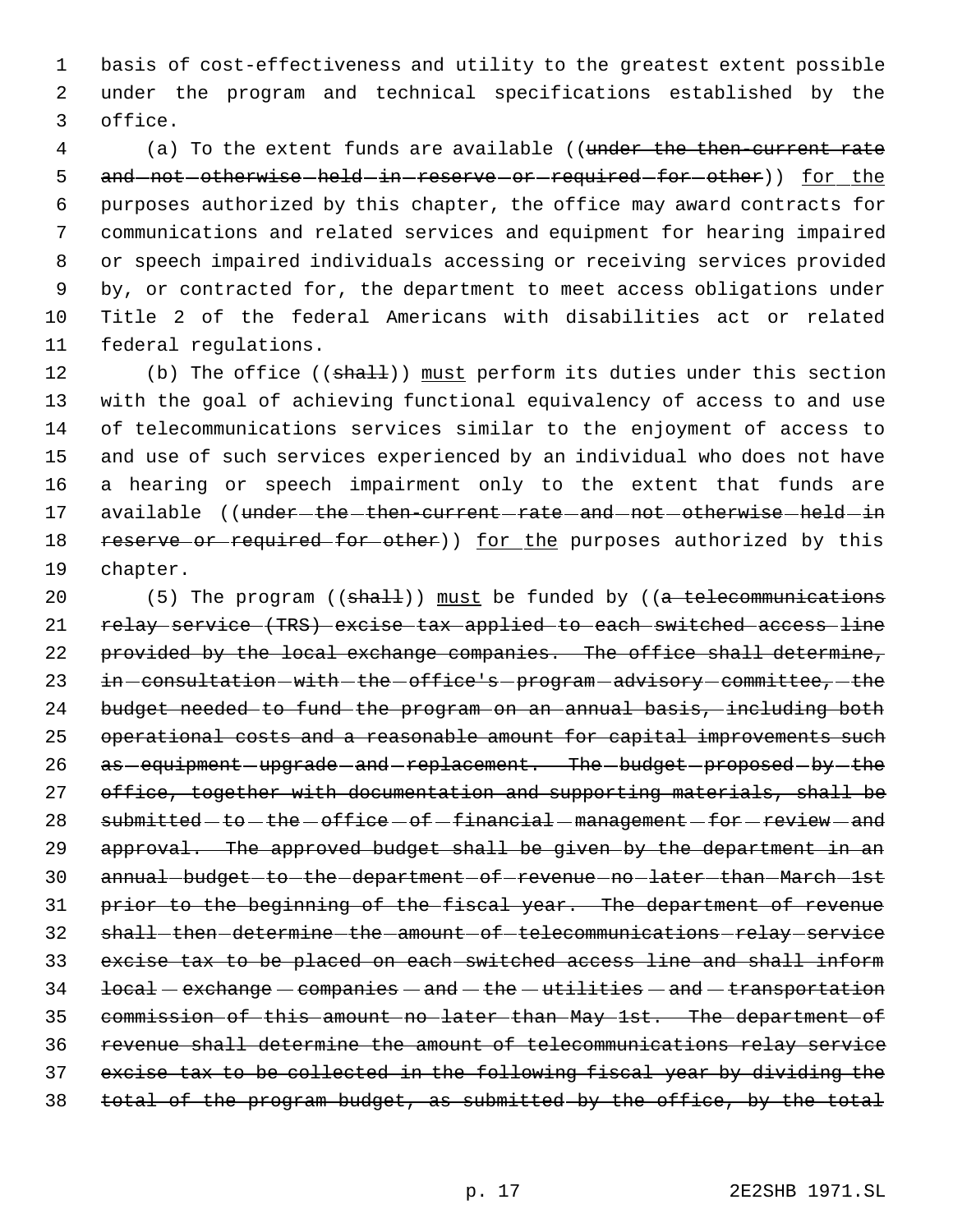basis of cost-effectiveness and utility to the greatest extent possible under the program and technical specifications established by the office.

(a) To the extent funds are available ((~~under the then-current rate and not otherwise held in reserve or required for other~~)) <u>for the</u> purposes authorized by this chapter, the office may award contracts for communications and related services and equipment for hearing impaired or speech impaired individuals accessing or receiving services provided by, or contracted for, the department to meet access obligations under Title 2 of the federal Americans with disabilities act or related federal regulations.

(b) The office ((~~shall~~)) <u>must</u> perform its duties under this section with the goal of achieving functional equivalency of access to and use of telecommunications services similar to the enjoyment of access to and use of such services experienced by an individual who does not have a hearing or speech impairment only to the extent that funds are available ((~~under the then-current rate and not otherwise held in reserve or required for other~~)) <u>for the</u> purposes authorized by this chapter.

(5) The program ((~~shall~~)) <u>must</u> be funded by ((~~a telecommunications relay service (TRS) excise tax applied to each switched access line provided by the local exchange companies. The office shall determine, in consultation with the office's program advisory committee, the budget needed to fund the program on an annual basis, including both operational costs and a reasonable amount for capital improvements such as equipment upgrade and replacement. The budget proposed by the office, together with documentation and supporting materials, shall be submitted to the office of financial management for review and approval. The approved budget shall be given by the department in an annual budget to the department of revenue no later than March 1st prior to the beginning of the fiscal year. The department of revenue shall then determine the amount of telecommunications relay service excise tax to be placed on each switched access line and shall inform local exchange companies and the utilities and transportation commission of this amount no later than May 1st. The department of revenue shall determine the amount of telecommunications relay service excise tax to be collected in the following fiscal year by dividing the total of the program budget, as submitted by the office, by the total~~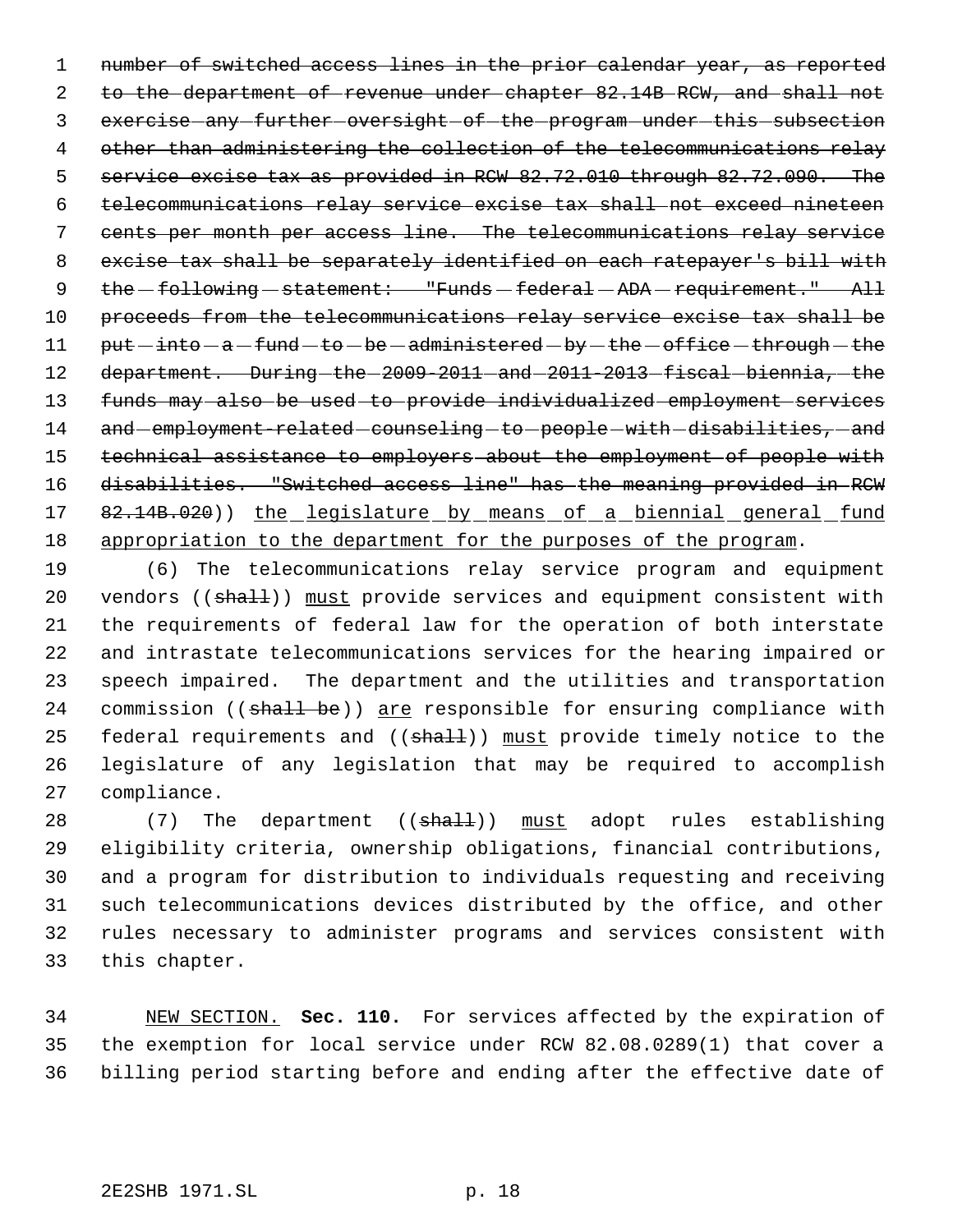~~number of switched access lines in the prior calendar year, as reported to the department of revenue under chapter 82.14B RCW, and shall not exercise any further oversight of the program under this subsection other than administering the collection of the telecommunications relay service excise tax as provided in RCW 82.72.010 through 82.72.090. The telecommunications relay service excise tax shall not exceed nineteen cents per month per access line. The telecommunications relay service excise tax shall be separately identified on each ratepayer's bill with the following statement: "Funds federal ADA requirement." All proceeds from the telecommunications relay service excise tax shall be put into a fund to be administered by the office through the department. During the 2009-2011 and 2011-2013 fiscal biennia, the funds may also be used to provide individualized employment services and employment-related counseling to people with disabilities, and technical assistance to employers about the employment of people with disabilities. "Switched access line" has the meaning provided in RCW 82.14B.020~~)) <u>the legislature by means of a biennial general fund appropriation to the department for the purposes of the program</u>.

(6) The telecommunications relay service program and equipment vendors ((~~shall~~)) <u>must</u> provide services and equipment consistent with the requirements of federal law for the operation of both interstate and intrastate telecommunications services for the hearing impaired or speech impaired. The department and the utilities and transportation commission ((~~shall be~~)) <u>are</u> responsible for ensuring compliance with federal requirements and ((~~shall~~)) <u>must</u> provide timely notice to the legislature of any legislation that may be required to accomplish compliance.

(7) The department ((~~shall~~)) <u>must</u> adopt rules establishing eligibility criteria, ownership obligations, financial contributions, and a program for distribution to individuals requesting and receiving such telecommunications devices distributed by the office, and other rules necessary to administer programs and services consistent with this chapter.

<u>NEW SECTION.</u> **Sec. 110.** For services affected by the expiration of the exemption for local service under RCW 82.08.0289(1) that cover a billing period starting before and ending after the effective date of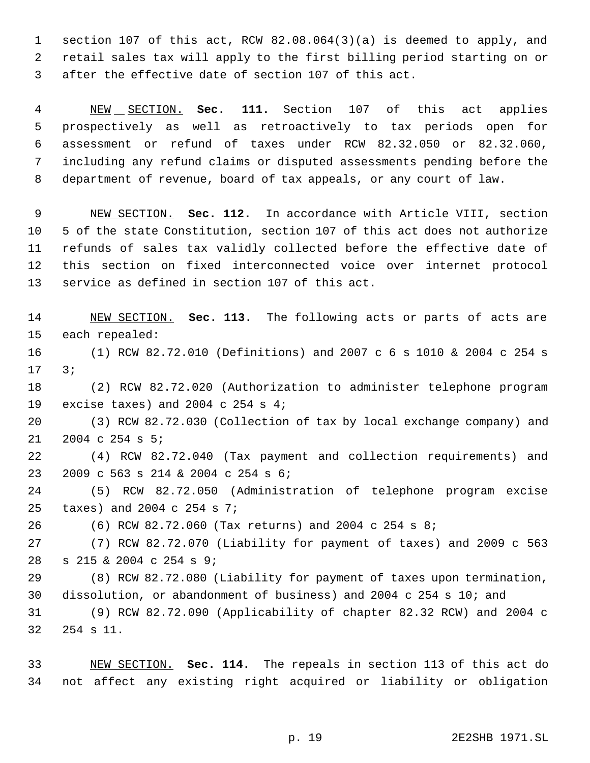section 107 of this act, RCW 82.08.064(3)(a) is deemed to apply, and retail sales tax will apply to the first billing period starting on or after the effective date of section 107 of this act.

NEW SECTION. **Sec. 111.** Section 107 of this act applies prospectively as well as retroactively to tax periods open for assessment or refund of taxes under RCW 82.32.050 or 82.32.060, including any refund claims or disputed assessments pending before the department of revenue, board of tax appeals, or any court of law.

NEW SECTION. **Sec. 112.** In accordance with Article VIII, section 5 of the state Constitution, section 107 of this act does not authorize refunds of sales tax validly collected before the effective date of this section on fixed interconnected voice over internet protocol service as defined in section 107 of this act.

NEW SECTION. **Sec. 113.** The following acts or parts of acts are each repealed:

(1) RCW 82.72.010 (Definitions) and 2007 c 6 s 1010 & 2004 c 254 s 3;

(2) RCW 82.72.020 (Authorization to administer telephone program excise taxes) and 2004 c 254 s 4;

(3) RCW 82.72.030 (Collection of tax by local exchange company) and 2004 c 254 s 5;

(4) RCW 82.72.040 (Tax payment and collection requirements) and 2009 c 563 s 214 & 2004 c 254 s 6;

(5) RCW 82.72.050 (Administration of telephone program excise taxes) and 2004 c 254 s 7;

(6) RCW 82.72.060 (Tax returns) and 2004 c 254 s 8;

(7) RCW 82.72.070 (Liability for payment of taxes) and 2009 c 563 s 215 & 2004 c 254 s 9;

(8) RCW 82.72.080 (Liability for payment of taxes upon termination, dissolution, or abandonment of business) and 2004 c 254 s 10; and

(9) RCW 82.72.090 (Applicability of chapter 82.32 RCW) and 2004 c 254 s 11.

NEW SECTION. **Sec. 114.** The repeals in section 113 of this act do not affect any existing right acquired or liability or obligation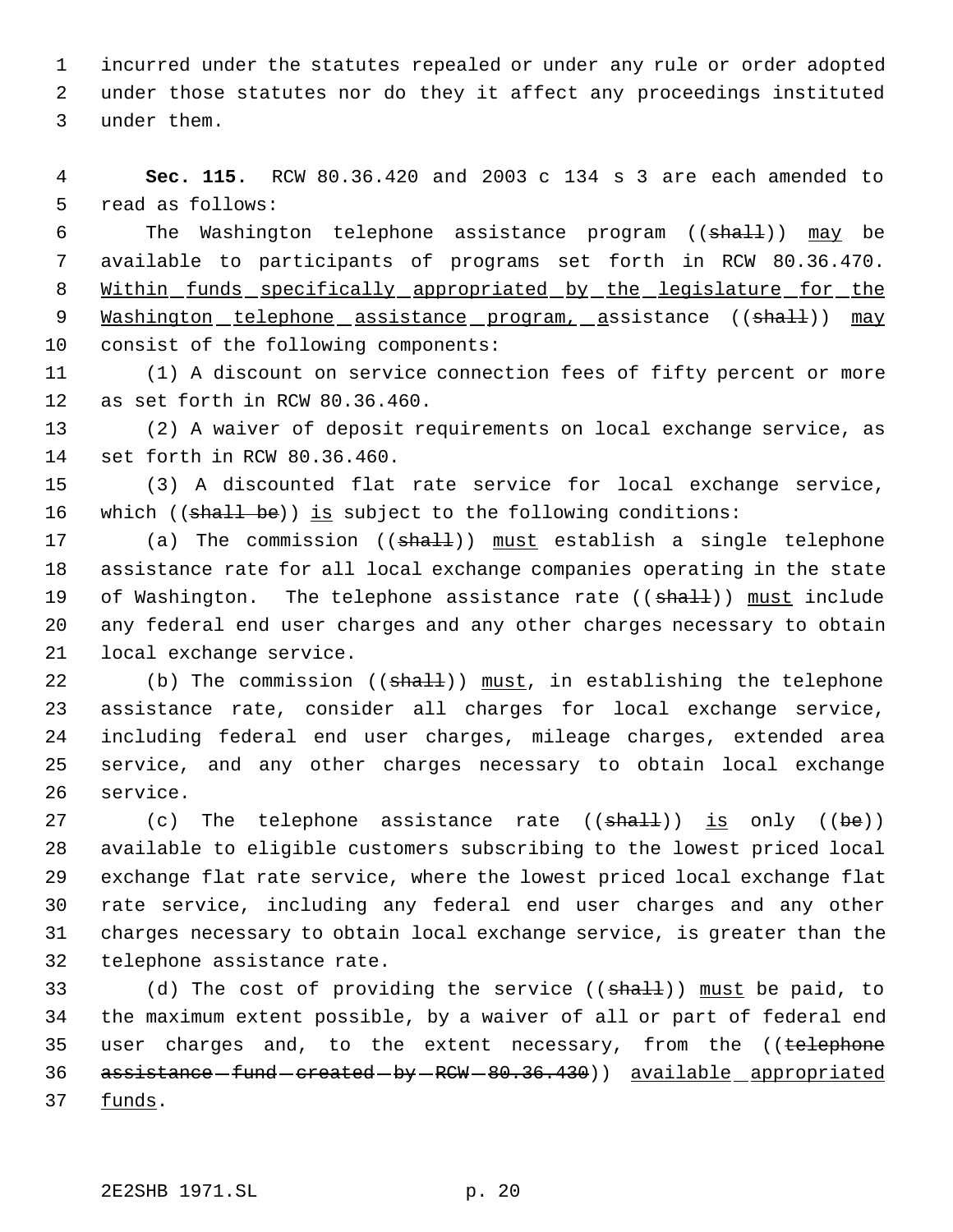incurred under the statutes repealed or under any rule or order adopted under those statutes nor do they it affect any proceedings instituted under them.

**Sec. 115.** RCW 80.36.420 and 2003 c 134 s 3 are each amended to read as follows:

The Washington telephone assistance program ((~~shall~~)) <u>may</u> be available to participants of programs set forth in RCW 80.36.470. <u>Within funds specifically appropriated by the legislature for the Washington telephone assistance program, a</u>ssistance ((~~shall~~)) <u>may</u> consist of the following components:

(1) A discount on service connection fees of fifty percent or more as set forth in RCW 80.36.460.

(2) A waiver of deposit requirements on local exchange service, as set forth in RCW 80.36.460.

(3) A discounted flat rate service for local exchange service, which ((~~shall be~~)) <u>is</u> subject to the following conditions:

(a) The commission ((~~shall~~)) <u>must</u> establish a single telephone assistance rate for all local exchange companies operating in the state of Washington. The telephone assistance rate ((~~shall~~)) <u>must</u> include any federal end user charges and any other charges necessary to obtain local exchange service.

(b) The commission ((~~shall~~)) <u>must</u>, in establishing the telephone assistance rate, consider all charges for local exchange service, including federal end user charges, mileage charges, extended area service, and any other charges necessary to obtain local exchange service.

(c) The telephone assistance rate ((~~shall~~)) <u>is</u> only ((~~be~~)) available to eligible customers subscribing to the lowest priced local exchange flat rate service, where the lowest priced local exchange flat rate service, including any federal end user charges and any other charges necessary to obtain local exchange service, is greater than the telephone assistance rate.

(d) The cost of providing the service ((~~shall~~)) <u>must</u> be paid, to the maximum extent possible, by a waiver of all or part of federal end user charges and, to the extent necessary, from the ((~~telephone assistance fund created by RCW 80.36.430~~)) <u>available appropriated funds</u>.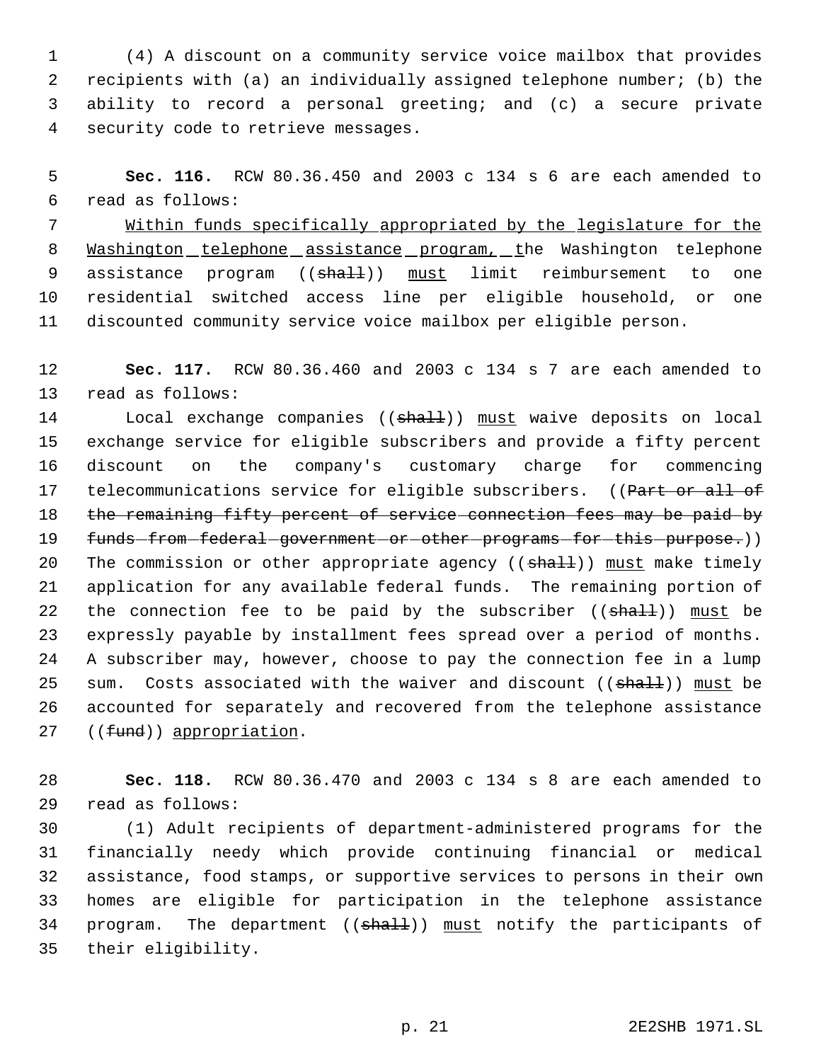(4) A discount on a community service voice mailbox that provides recipients with (a) an individually assigned telephone number; (b) the ability to record a personal greeting; and (c) a secure private security code to retrieve messages.

**Sec. 116.** RCW 80.36.450 and 2003 c 134 s 6 are each amended to read as follows:

Within funds specifically appropriated by the legislature for the Washington telephone assistance program, the Washington telephone assistance program ((~~shall~~)) must limit reimbursement to one residential switched access line per eligible household, or one discounted community service voice mailbox per eligible person.

**Sec. 117.** RCW 80.36.460 and 2003 c 134 s 7 are each amended to read as follows:

Local exchange companies ((~~shall~~)) must waive deposits on local exchange service for eligible subscribers and provide a fifty percent discount on the company's customary charge for commencing telecommunications service for eligible subscribers. ((~~Part or all of the remaining fifty percent of service connection fees may be paid by funds from federal government or other programs for this purpose.~~)) The commission or other appropriate agency ((~~shall~~)) must make timely application for any available federal funds. The remaining portion of the connection fee to be paid by the subscriber ((~~shall~~)) must be expressly payable by installment fees spread over a period of months. A subscriber may, however, choose to pay the connection fee in a lump sum. Costs associated with the waiver and discount ((~~shall~~)) must be accounted for separately and recovered from the telephone assistance ((~~fund~~)) appropriation.

**Sec. 118.** RCW 80.36.470 and 2003 c 134 s 8 are each amended to read as follows:

(1) Adult recipients of department-administered programs for the financially needy which provide continuing financial or medical assistance, food stamps, or supportive services to persons in their own homes are eligible for participation in the telephone assistance program. The department ((~~shall~~)) must notify the participants of their eligibility.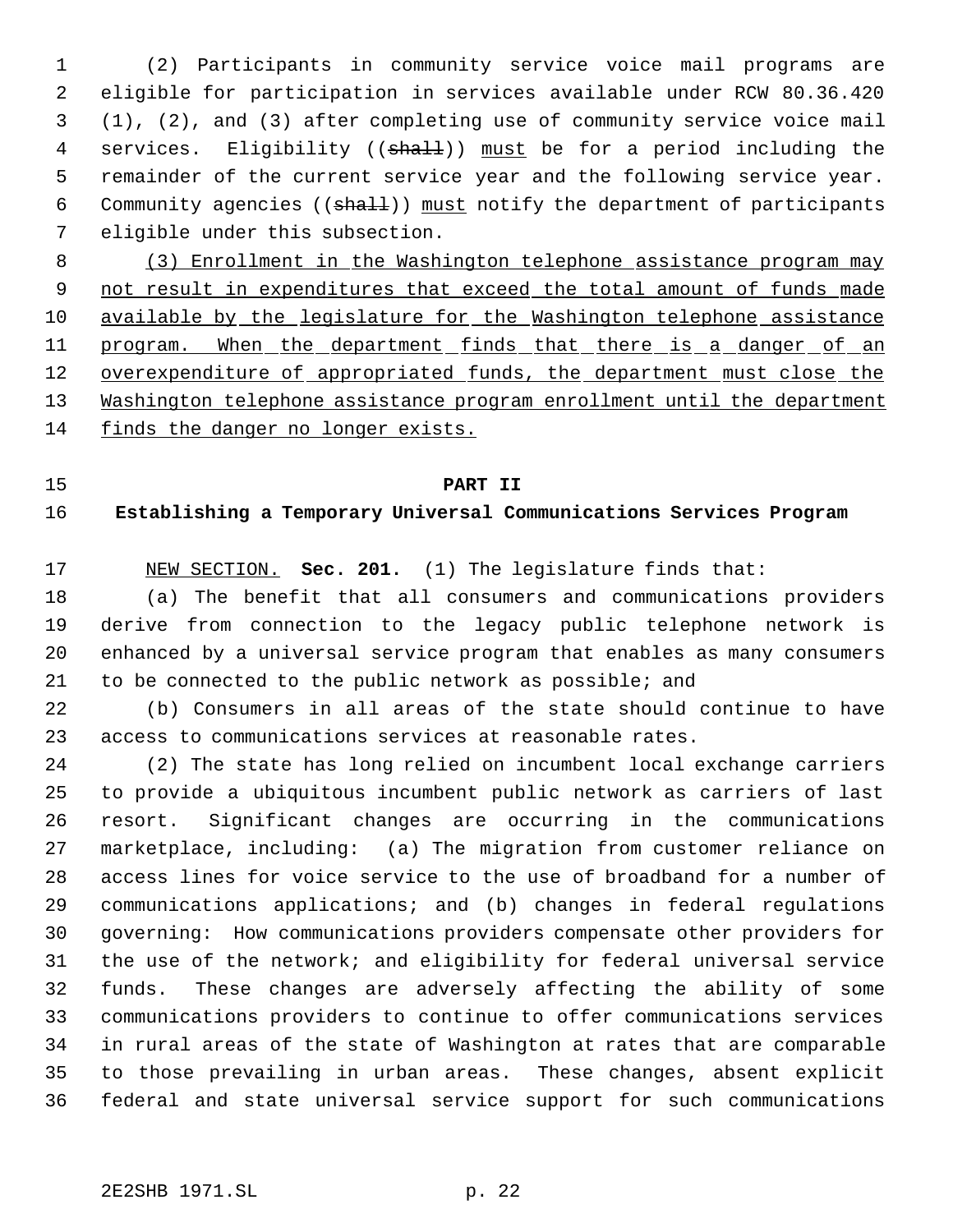(2) Participants in community service voice mail programs are eligible for participation in services available under RCW 80.36.420 (1), (2), and (3) after completing use of community service voice mail services. Eligibility ((~~shall~~)) must be for a period including the remainder of the current service year and the following service year. Community agencies ((~~shall~~)) must notify the department of participants eligible under this subsection.

(3) Enrollment in the Washington telephone assistance program may not result in expenditures that exceed the total amount of funds made available by the legislature for the Washington telephone assistance program. When the department finds that there is a danger of an overexpenditure of appropriated funds, the department must close the Washington telephone assistance program enrollment until the department finds the danger no longer exists.

**PART II**

**Establishing a Temporary Universal Communications Services Program**

NEW SECTION. **Sec. 201.** (1) The legislature finds that:

(a) The benefit that all consumers and communications providers derive from connection to the legacy public telephone network is enhanced by a universal service program that enables as many consumers to be connected to the public network as possible; and

(b) Consumers in all areas of the state should continue to have access to communications services at reasonable rates.

(2) The state has long relied on incumbent local exchange carriers to provide a ubiquitous incumbent public network as carriers of last resort. Significant changes are occurring in the communications marketplace, including: (a) The migration from customer reliance on access lines for voice service to the use of broadband for a number of communications applications; and (b) changes in federal regulations governing: How communications providers compensate other providers for the use of the network; and eligibility for federal universal service funds. These changes are adversely affecting the ability of some communications providers to continue to offer communications services in rural areas of the state of Washington at rates that are comparable to those prevailing in urban areas. These changes, absent explicit federal and state universal service support for such communications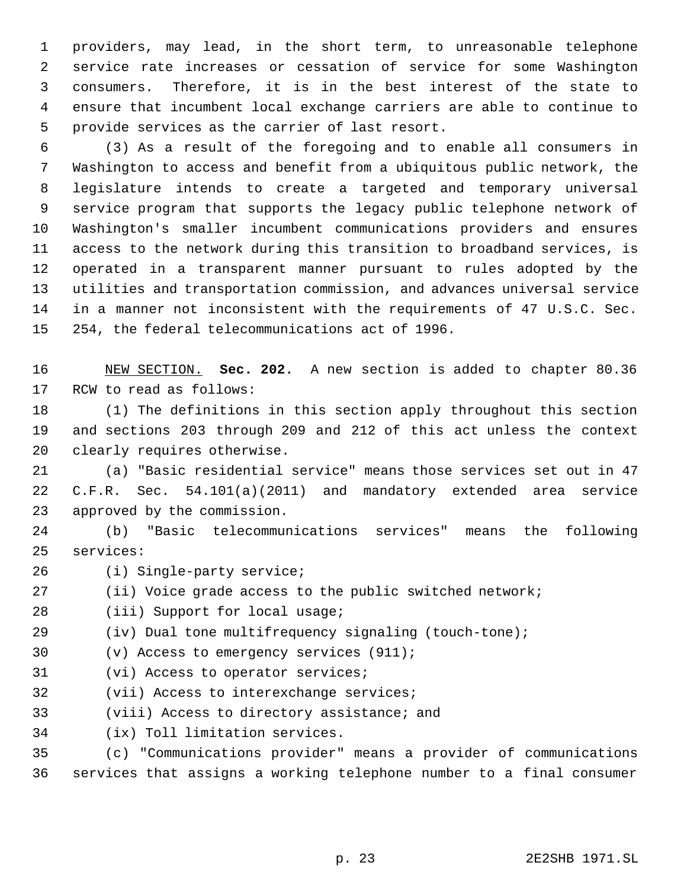providers, may lead, in the short term, to unreasonable telephone service rate increases or cessation of service for some Washington consumers. Therefore, it is in the best interest of the state to ensure that incumbent local exchange carriers are able to continue to provide services as the carrier of last resort.

(3) As a result of the foregoing and to enable all consumers in Washington to access and benefit from a ubiquitous public network, the legislature intends to create a targeted and temporary universal service program that supports the legacy public telephone network of Washington's smaller incumbent communications providers and ensures access to the network during this transition to broadband services, is operated in a transparent manner pursuant to rules adopted by the utilities and transportation commission, and advances universal service in a manner not inconsistent with the requirements of 47 U.S.C. Sec. 254, the federal telecommunications act of 1996.

NEW SECTION. **Sec. 202.** A new section is added to chapter 80.36 RCW to read as follows:

(1) The definitions in this section apply throughout this section and sections 203 through 209 and 212 of this act unless the context clearly requires otherwise.

(a) "Basic residential service" means those services set out in 47 C.F.R. Sec. 54.101(a)(2011) and mandatory extended area service approved by the commission.

(b) "Basic telecommunications services" means the following services:

(i) Single-party service;

(ii) Voice grade access to the public switched network;

(iii) Support for local usage;

(iv) Dual tone multifrequency signaling (touch-tone);

(v) Access to emergency services (911);

(vi) Access to operator services;

(vii) Access to interexchange services;

(viii) Access to directory assistance; and

(ix) Toll limitation services.

(c) "Communications provider" means a provider of communications services that assigns a working telephone number to a final consumer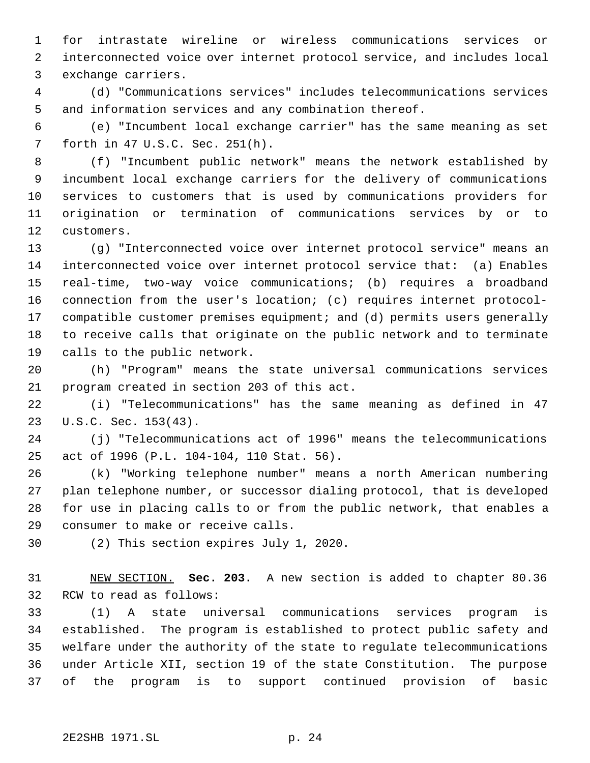for intrastate wireline or wireless communications services or interconnected voice over internet protocol service, and includes local exchange carriers.

(d) "Communications services" includes telecommunications services and information services and any combination thereof.

(e) "Incumbent local exchange carrier" has the same meaning as set forth in 47 U.S.C. Sec. 251(h).

(f) "Incumbent public network" means the network established by incumbent local exchange carriers for the delivery of communications services to customers that is used by communications providers for origination or termination of communications services by or to customers.

(g) "Interconnected voice over internet protocol service" means an interconnected voice over internet protocol service that: (a) Enables real-time, two-way voice communications; (b) requires a broadband connection from the user's location; (c) requires internet protocol-compatible customer premises equipment; and (d) permits users generally to receive calls that originate on the public network and to terminate calls to the public network.

(h) "Program" means the state universal communications services program created in section 203 of this act.

(i) "Telecommunications" has the same meaning as defined in 47 U.S.C. Sec. 153(43).

(j) "Telecommunications act of 1996" means the telecommunications act of 1996 (P.L. 104-104, 110 Stat. 56).

(k) "Working telephone number" means a north American numbering plan telephone number, or successor dialing protocol, that is developed for use in placing calls to or from the public network, that enables a consumer to make or receive calls.

(2) This section expires July 1, 2020.

NEW SECTION. **Sec. 203.** A new section is added to chapter 80.36 RCW to read as follows:

(1) A state universal communications services program is established. The program is established to protect public safety and welfare under the authority of the state to regulate telecommunications under Article XII, section 19 of the state Constitution. The purpose of the program is to support continued provision of basic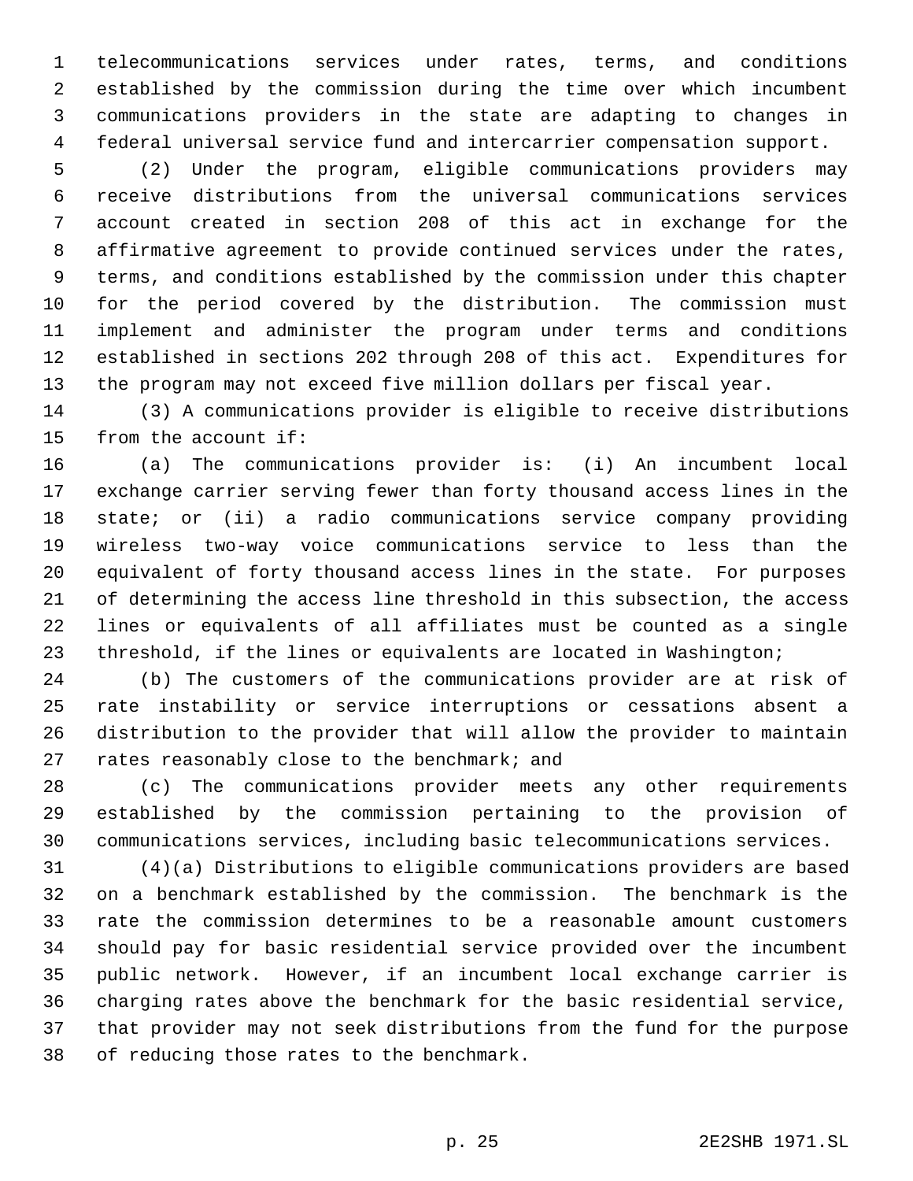telecommunications services under rates, terms, and conditions established by the commission during the time over which incumbent communications providers in the state are adapting to changes in federal universal service fund and intercarrier compensation support.

(2) Under the program, eligible communications providers may receive distributions from the universal communications services account created in section 208 of this act in exchange for the affirmative agreement to provide continued services under the rates, terms, and conditions established by the commission under this chapter for the period covered by the distribution. The commission must implement and administer the program under terms and conditions established in sections 202 through 208 of this act. Expenditures for the program may not exceed five million dollars per fiscal year.

(3) A communications provider is eligible to receive distributions from the account if:

(a) The communications provider is: (i) An incumbent local exchange carrier serving fewer than forty thousand access lines in the state; or (ii) a radio communications service company providing wireless two-way voice communications service to less than the equivalent of forty thousand access lines in the state. For purposes of determining the access line threshold in this subsection, the access lines or equivalents of all affiliates must be counted as a single threshold, if the lines or equivalents are located in Washington;

(b) The customers of the communications provider are at risk of rate instability or service interruptions or cessations absent a distribution to the provider that will allow the provider to maintain rates reasonably close to the benchmark; and

(c) The communications provider meets any other requirements established by the commission pertaining to the provision of communications services, including basic telecommunications services.

(4)(a) Distributions to eligible communications providers are based on a benchmark established by the commission. The benchmark is the rate the commission determines to be a reasonable amount customers should pay for basic residential service provided over the incumbent public network. However, if an incumbent local exchange carrier is charging rates above the benchmark for the basic residential service, that provider may not seek distributions from the fund for the purpose of reducing those rates to the benchmark.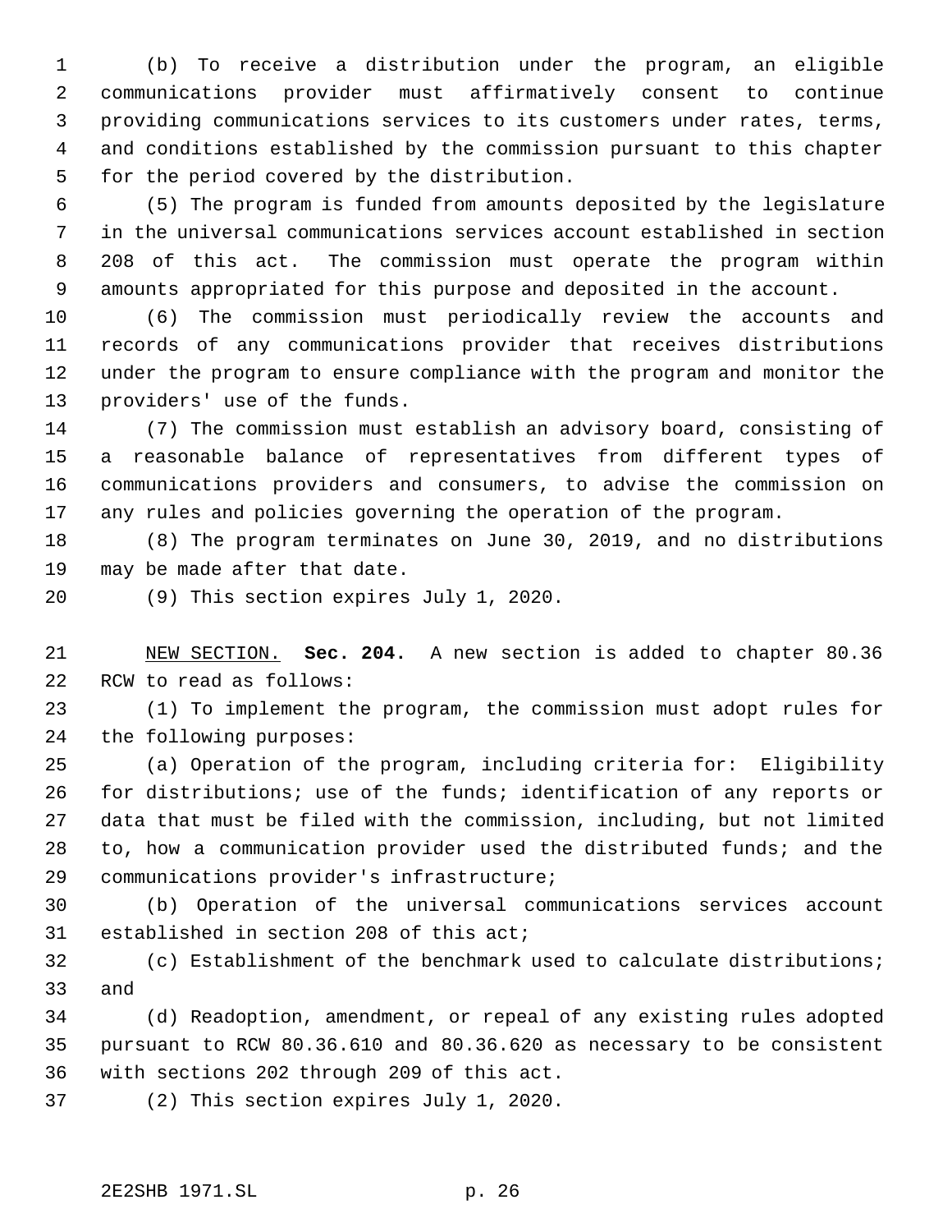(b) To receive a distribution under the program, an eligible communications provider must affirmatively consent to continue providing communications services to its customers under rates, terms, and conditions established by the commission pursuant to this chapter for the period covered by the distribution.

(5) The program is funded from amounts deposited by the legislature in the universal communications services account established in section 208 of this act. The commission must operate the program within amounts appropriated for this purpose and deposited in the account.

(6) The commission must periodically review the accounts and records of any communications provider that receives distributions under the program to ensure compliance with the program and monitor the providers' use of the funds.

(7) The commission must establish an advisory board, consisting of a reasonable balance of representatives from different types of communications providers and consumers, to advise the commission on any rules and policies governing the operation of the program.

(8) The program terminates on June 30, 2019, and no distributions may be made after that date.

(9) This section expires July 1, 2020.

NEW SECTION. **Sec. 204.** A new section is added to chapter 80.36 RCW to read as follows:

(1) To implement the program, the commission must adopt rules for the following purposes:

(a) Operation of the program, including criteria for: Eligibility for distributions; use of the funds; identification of any reports or data that must be filed with the commission, including, but not limited to, how a communication provider used the distributed funds; and the communications provider's infrastructure;

(b) Operation of the universal communications services account established in section 208 of this act;

(c) Establishment of the benchmark used to calculate distributions; and

(d) Readoption, amendment, or repeal of any existing rules adopted pursuant to RCW 80.36.610 and 80.36.620 as necessary to be consistent with sections 202 through 209 of this act.

(2) This section expires July 1, 2020.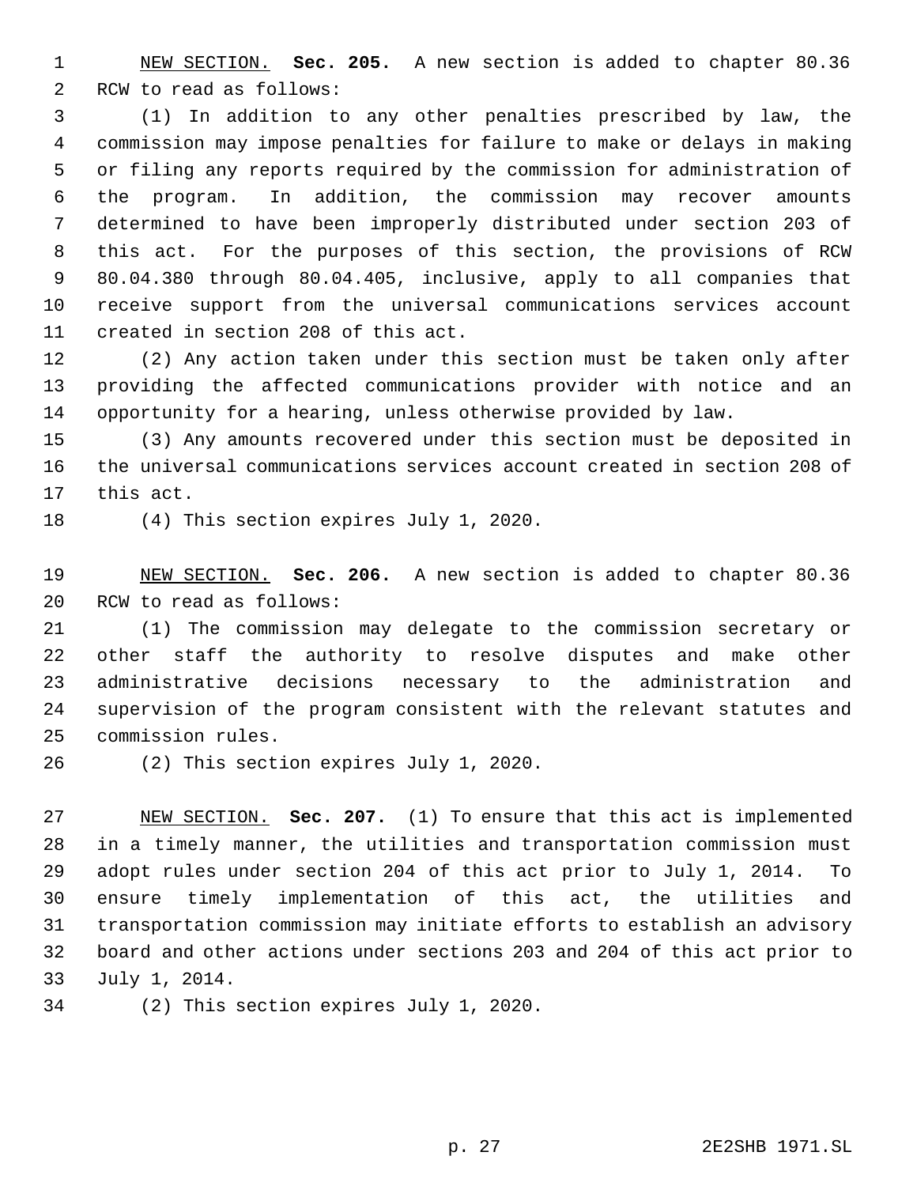NEW SECTION. **Sec. 205.** A new section is added to chapter 80.36 RCW to read as follows:

(1) In addition to any other penalties prescribed by law, the commission may impose penalties for failure to make or delays in making or filing any reports required by the commission for administration of the program. In addition, the commission may recover amounts determined to have been improperly distributed under section 203 of this act. For the purposes of this section, the provisions of RCW 80.04.380 through 80.04.405, inclusive, apply to all companies that receive support from the universal communications services account created in section 208 of this act.

(2) Any action taken under this section must be taken only after providing the affected communications provider with notice and an opportunity for a hearing, unless otherwise provided by law.

(3) Any amounts recovered under this section must be deposited in the universal communications services account created in section 208 of this act.

(4) This section expires July 1, 2020.

NEW SECTION. **Sec. 206.** A new section is added to chapter 80.36 RCW to read as follows:

(1) The commission may delegate to the commission secretary or other staff the authority to resolve disputes and make other administrative decisions necessary to the administration and supervision of the program consistent with the relevant statutes and commission rules.

(2) This section expires July 1, 2020.

NEW SECTION. **Sec. 207.** (1) To ensure that this act is implemented in a timely manner, the utilities and transportation commission must adopt rules under section 204 of this act prior to July 1, 2014. To ensure timely implementation of this act, the utilities and transportation commission may initiate efforts to establish an advisory board and other actions under sections 203 and 204 of this act prior to July 1, 2014.

(2) This section expires July 1, 2020.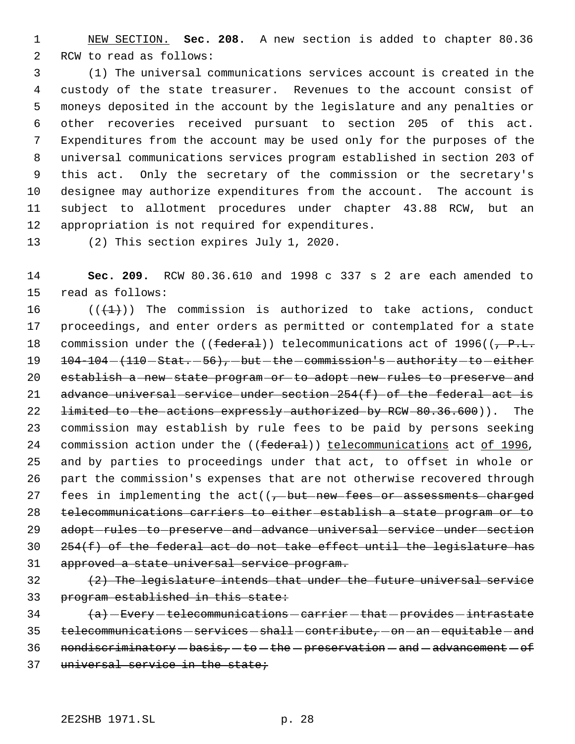NEW SECTION. **Sec. 208.** A new section is added to chapter 80.36 RCW to read as follows:

(1) The universal communications services account is created in the custody of the state treasurer. Revenues to the account consist of moneys deposited in the account by the legislature and any penalties or other recoveries received pursuant to section 205 of this act. Expenditures from the account may be used only for the purposes of the universal communications services program established in section 203 of this act. Only the secretary of the commission or the secretary's designee may authorize expenditures from the account. The account is subject to allotment procedures under chapter 43.88 RCW, but an appropriation is not required for expenditures.

(2) This section expires July 1, 2020.

**Sec. 209.** RCW 80.36.610 and 1998 c 337 s 2 are each amended to read as follows:

((~~(1)~~)) The commission is authorized to take actions, conduct proceedings, and enter orders as permitted or contemplated for a state commission under the ((~~federal~~)) telecommunications act of 1996((~~, P.L. 104-104 (110 Stat. 56), but the commission's authority to either establish a new state program or to adopt new rules to preserve and advance universal service under section 254(f) of the federal act is limited to the actions expressly authorized by RCW 80.36.600~~)). The commission may establish by rule fees to be paid by persons seeking commission action under the ((~~federal~~)) telecommunications act of 1996, and by parties to proceedings under that act, to offset in whole or part the commission's expenses that are not otherwise recovered through fees in implementing the act((~~, but new fees or assessments charged telecommunications carriers to either establish a state program or to adopt rules to preserve and advance universal service under section 254(f) of the federal act do not take effect until the legislature has approved a state universal service program.~~

~~(2) The legislature intends that under the future universal service program established in this state:~~

~~(a) Every telecommunications carrier that provides intrastate telecommunications services shall contribute, on an equitable and nondiscriminatory basis, to the preservation and advancement of universal service in the state;~~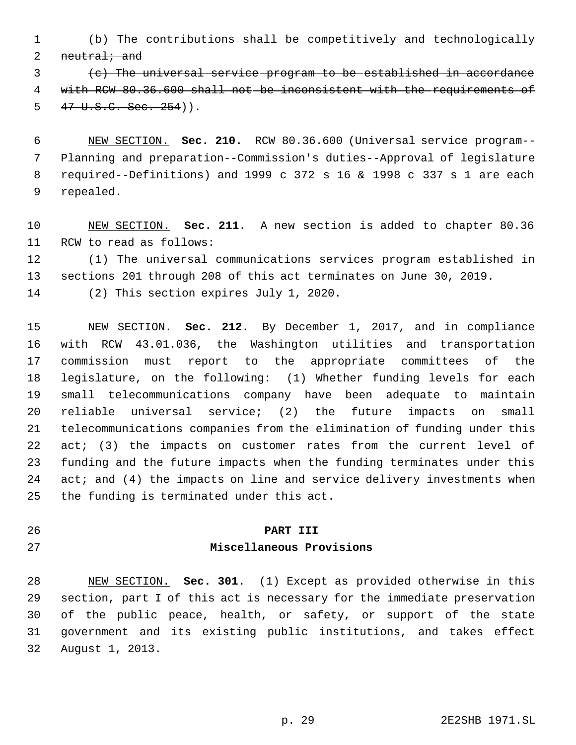~~(b) The contributions shall be competitively and technologically neutral; and~~

~~(c) The universal service program to be established in accordance with RCW 80.36.600 shall not be inconsistent with the requirements of 47 U.S.C. Sec. 254~~)).

NEW SECTION. **Sec. 210.** RCW 80.36.600 (Universal service program--Planning and preparation--Commission's duties--Approval of legislature required--Definitions) and 1999 c 372 s 16 & 1998 c 337 s 1 are each repealed.

NEW SECTION. **Sec. 211.** A new section is added to chapter 80.36 RCW to read as follows:

(1) The universal communications services program established in sections 201 through 208 of this act terminates on June 30, 2019.

(2) This section expires July 1, 2020.

NEW SECTION. **Sec. 212.** By December 1, 2017, and in compliance with RCW 43.01.036, the Washington utilities and transportation commission must report to the appropriate committees of the legislature, on the following: (1) Whether funding levels for each small telecommunications company have been adequate to maintain reliable universal service; (2) the future impacts on small telecommunications companies from the elimination of funding under this act; (3) the impacts on customer rates from the current level of funding and the future impacts when the funding terminates under this act; and (4) the impacts on line and service delivery investments when the funding is terminated under this act.

## PART III
## Miscellaneous Provisions

NEW SECTION. **Sec. 301.** (1) Except as provided otherwise in this section, part I of this act is necessary for the immediate preservation of the public peace, health, or safety, or support of the state government and its existing public institutions, and takes effect August 1, 2013.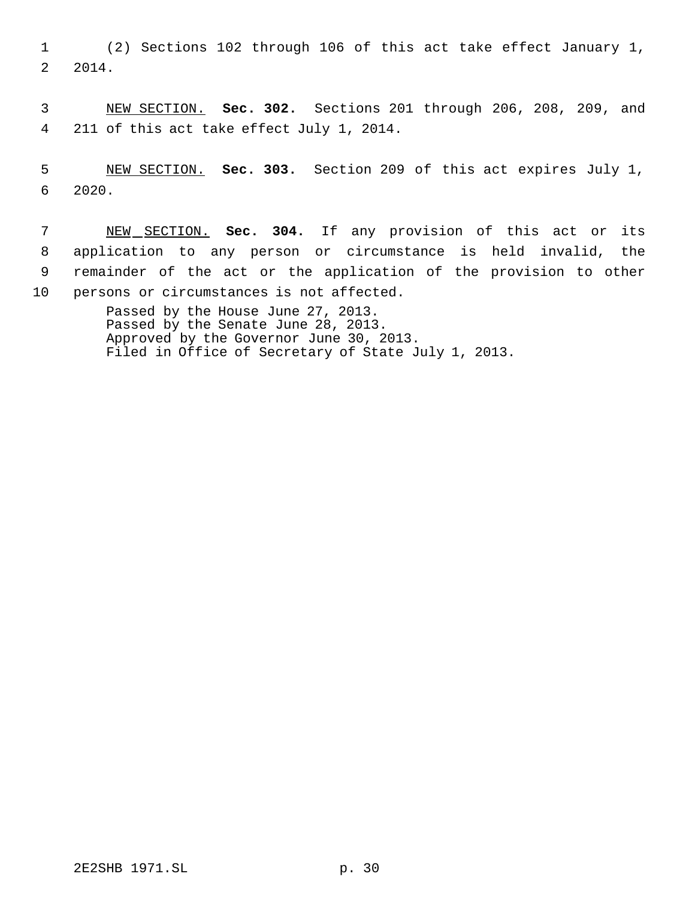(2) Sections 102 through 106 of this act take effect January 1, 2014.

NEW SECTION. **Sec. 302.** Sections 201 through 206, 208, 209, and 211 of this act take effect July 1, 2014.

NEW SECTION. **Sec. 303.** Section 209 of this act expires July 1, 2020.

NEW SECTION. **Sec. 304.** If any provision of this act or its application to any person or circumstance is held invalid, the remainder of the act or the application of the provision to other persons or circumstances is not affected.

Passed by the House June 27, 2013.
Passed by the Senate June 28, 2013.
Approved by the Governor June 30, 2013.
Filed in Office of Secretary of State July 1, 2013.